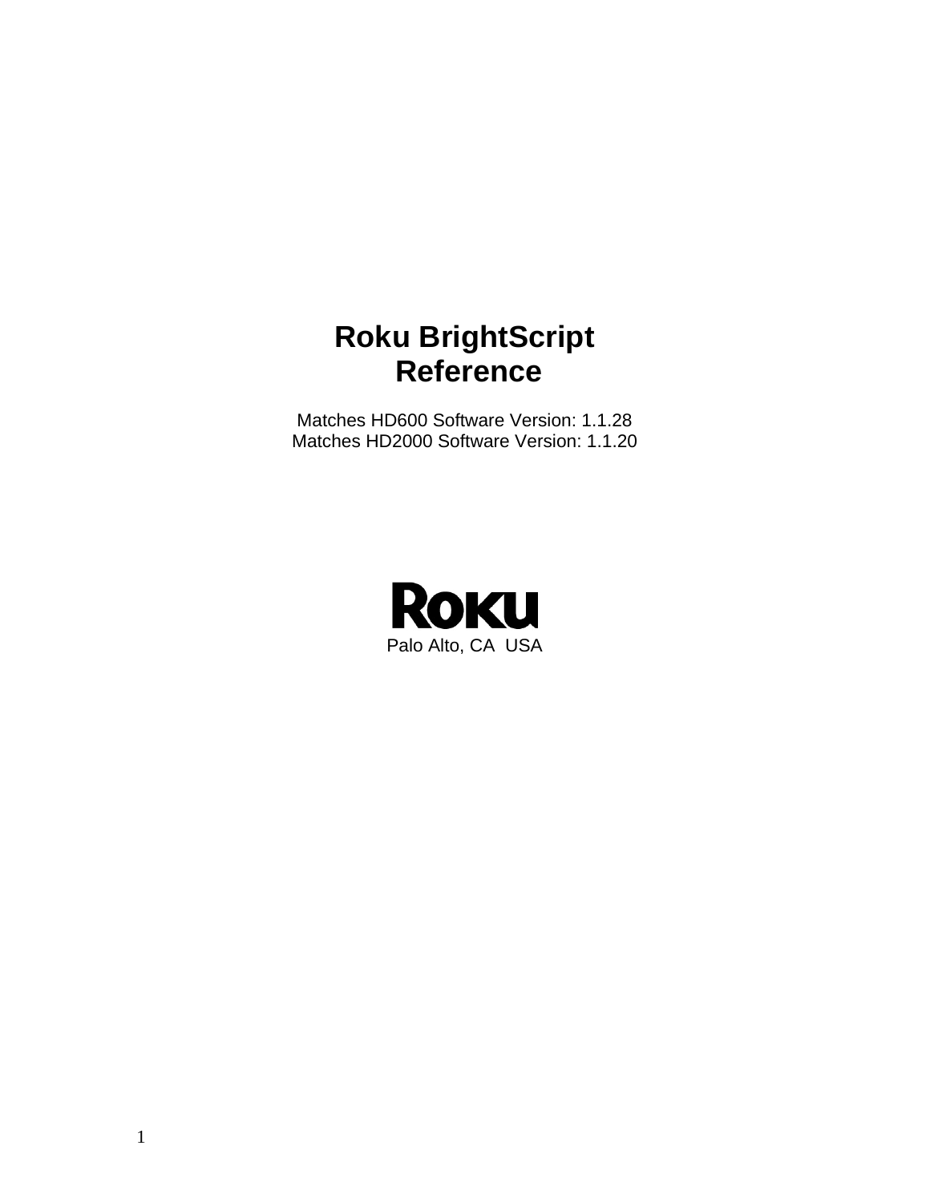# Roku BrightScript Reference

Matches HD600 Software Version: 1.1.28
Matches HD2000 Software Version: 1.1.20

Roku

Palo Alto, CA USA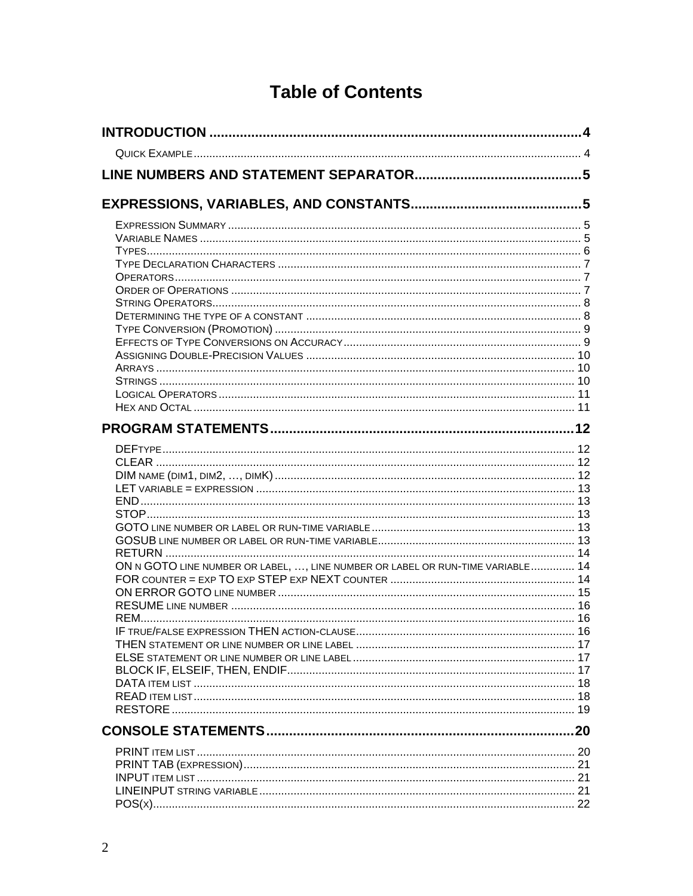# Table of Contents

**INTRODUCTION** .................................................. 4

Quick Example .................................................. 4

**LINE NUMBERS AND STATEMENT SEPARATOR** .................................................. 5

**EXPRESSIONS, VARIABLES, AND CONSTANTS** .................................................. 5

Expression Summary .................................................. 5
Variable Names .................................................. 5
Types .................................................. 6
Type Declaration Characters .................................................. 7
Operators .................................................. 7
Order of Operations .................................................. 7
String Operators .................................................. 8
Determining the type of a constant .................................................. 8
Type Conversion (Promotion) .................................................. 9
Effects of Type Conversions on Accuracy .................................................. 9
Assigning Double-Precision Values .................................................. 10
Arrays .................................................. 10
Strings .................................................. 10
Logical Operators .................................................. 11
Hex and Octal .................................................. 11

**PROGRAM STATEMENTS** .................................................. 12

DEFtype .................................................. 12
CLEAR .................................................. 12
DIM name (dim1, dim2, …, dimK) .................................................. 12
LET variable = expression .................................................. 13
END .................................................. 13
STOP .................................................. 13
GOTO line number or label or run-time variable .................................................. 13
GOSUB line number or label or run-time variable .................................................. 13
RETURN .................................................. 14
ON n GOTO line number or label, …, line number or label or run-time variable .................................................. 14
FOR counter = exp TO exp STEP exp NEXT counter .................................................. 14
ON ERROR GOTO line number .................................................. 15
RESUME line number .................................................. 16
REM .................................................. 16
IF true/false expression THEN action-clause .................................................. 16
THEN statement or line number or line label .................................................. 17
ELSE statement or line number or line label .................................................. 17
BLOCK IF, ELSEIF, THEN, ENDIF .................................................. 17
DATA item list .................................................. 18
READ item list .................................................. 18
RESTORE .................................................. 19

**CONSOLE STATEMENTS** .................................................. 20

PRINT item list .................................................. 20
PRINT TAB (expression) .................................................. 21
INPUT item list .................................................. 21
LINEINPUT string variable .................................................. 21
POS(x) .................................................. 22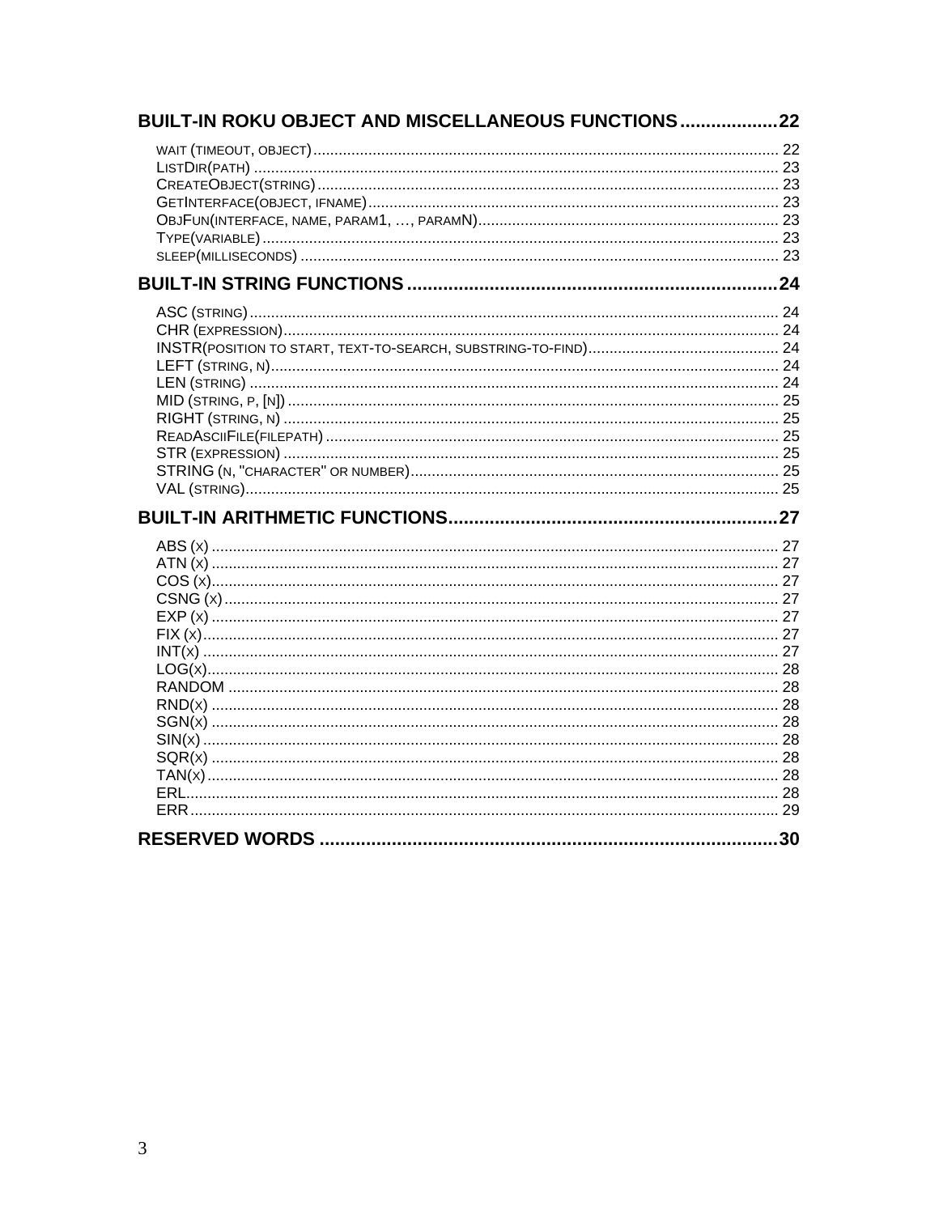**BUILT-IN ROKU OBJECT AND MISCELLANEOUS FUNCTIONS .................. 22**

- WAIT (TIMEOUT, OBJECT) ............ 22
- LISTDIR(PATH) ............ 23
- CREATEOBJECT(STRING) ............ 23
- GETINTERFACE(OBJECT, IFNAME) ............ 23
- OBJFUN(INTERFACE, NAME, PARAM1, …, PARAMN) ............ 23
- TYPE(VARIABLE) ............ 23
- SLEEP(MILLISECONDS) ............ 23

**BUILT-IN STRING FUNCTIONS ............ 24**

- ASC (STRING) ............ 24
- CHR (EXPRESSION) ............ 24
- INSTR(POSITION TO START, TEXT-TO-SEARCH, SUBSTRING-TO-FIND) ............ 24
- LEFT (STRING, N) ............ 24
- LEN (STRING) ............ 24
- MID (STRING, P, [N]) ............ 25
- RIGHT (STRING, N) ............ 25
- READASCIIFILE(FILEPATH) ............ 25
- STR (EXPRESSION) ............ 25
- STRING (N, "CHARACTER" OR NUMBER) ............ 25
- VAL (STRING) ............ 25

**BUILT-IN ARITHMETIC FUNCTIONS ............ 27**

- ABS (X) ............ 27
- ATN (X) ............ 27
- COS (X) ............ 27
- CSNG (X) ............ 27
- EXP (X) ............ 27
- FIX (X) ............ 27
- INT(X) ............ 27
- LOG(X) ............ 28
- RANDOM ............ 28
- RND(X) ............ 28
- SGN(X) ............ 28
- SIN(X) ............ 28
- SQR(X) ............ 28
- TAN(X) ............ 28
- ERL ............ 28
- ERR ............ 29

**RESERVED WORDS ............ 30**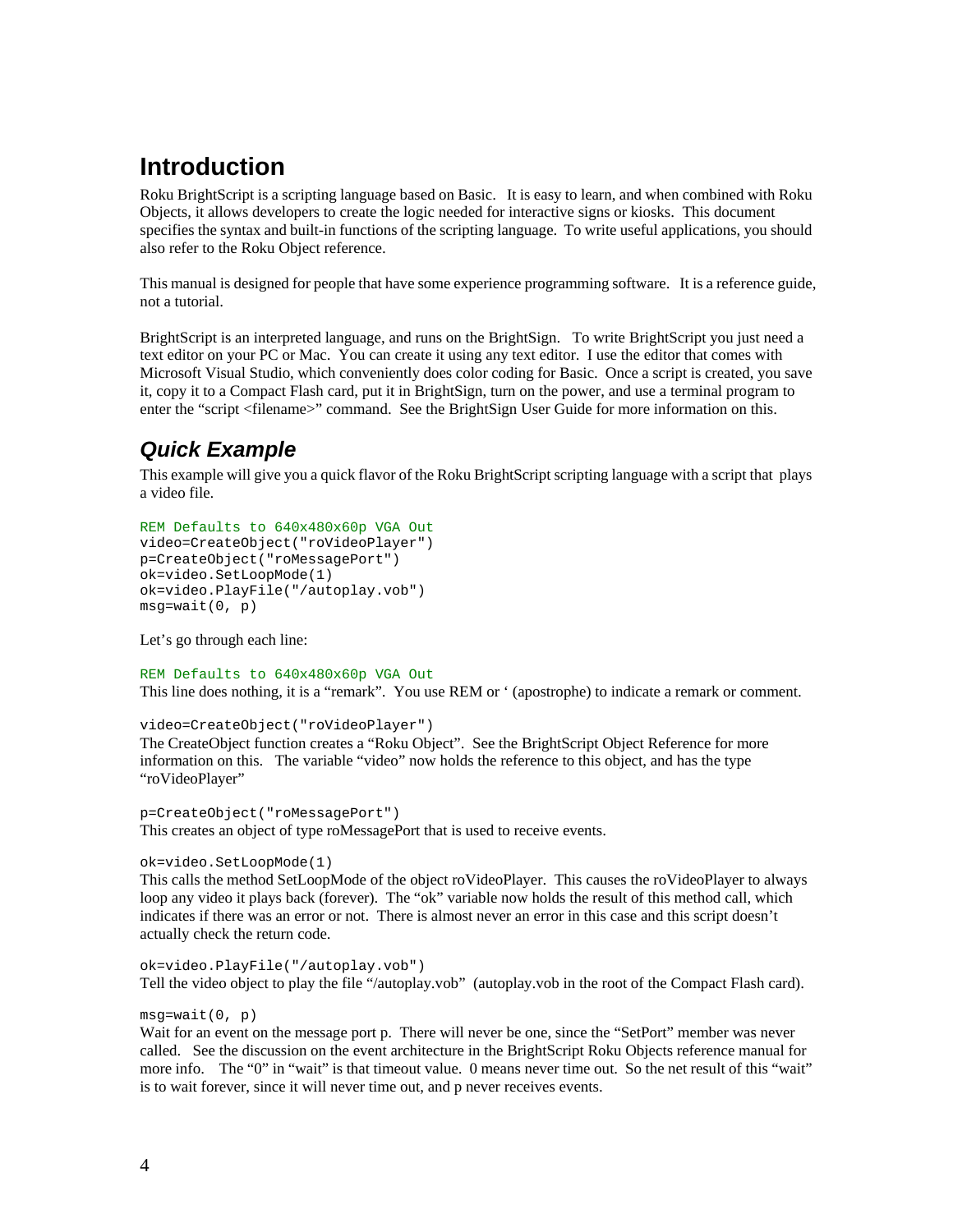# Introduction

Roku BrightScript is a scripting language based on Basic. It is easy to learn, and when combined with Roku Objects, it allows developers to create the logic needed for interactive signs or kiosks. This document specifies the syntax and built-in functions of the scripting language. To write useful applications, you should also refer to the Roku Object reference.

This manual is designed for people that have some experience programming software. It is a reference guide, not a tutorial.

BrightScript is an interpreted language, and runs on the BrightSign. To write BrightScript you just need a text editor on your PC or Mac. You can create it using any text editor. I use the editor that comes with Microsoft Visual Studio, which conveniently does color coding for Basic. Once a script is created, you save it, copy it to a Compact Flash card, put it in BrightSign, turn on the power, and use a terminal program to enter the "script <filename>" command. See the BrightSign User Guide for more information on this.

## *Quick Example*

This example will give you a quick flavor of the Roku BrightScript scripting language with a script that plays a video file.

```
REM Defaults to 640x480x60p VGA Out
video=CreateObject("roVideoPlayer")
p=CreateObject("roMessagePort")
ok=video.SetLoopMode(1)
ok=video.PlayFile("/autoplay.vob")
msg=wait(0, p)
```

Let's go through each line:

```
REM Defaults to 640x480x60p VGA Out
```

This line does nothing, it is a "remark". You use REM or ' (apostrophe) to indicate a remark or comment.

```
video=CreateObject("roVideoPlayer")
```

The CreateObject function creates a "Roku Object". See the BrightScript Object Reference for more information on this. The variable "video" now holds the reference to this object, and has the type "roVideoPlayer"

```
p=CreateObject("roMessagePort")
```

This creates an object of type roMessagePort that is used to receive events.

```
ok=video.SetLoopMode(1)
```

This calls the method SetLoopMode of the object roVideoPlayer. This causes the roVideoPlayer to always loop any video it plays back (forever). The "ok" variable now holds the result of this method call, which indicates if there was an error or not. There is almost never an error in this case and this script doesn't actually check the return code.

```
ok=video.PlayFile("/autoplay.vob")
```

Tell the video object to play the file "/autoplay.vob" (autoplay.vob in the root of the Compact Flash card).

```
msg=wait(0, p)
```

Wait for an event on the message port p. There will never be one, since the "SetPort" member was never called. See the discussion on the event architecture in the BrightScript Roku Objects reference manual for more info. The "0" in "wait" is that timeout value. 0 means never time out. So the net result of this "wait" is to wait forever, since it will never time out, and p never receives events.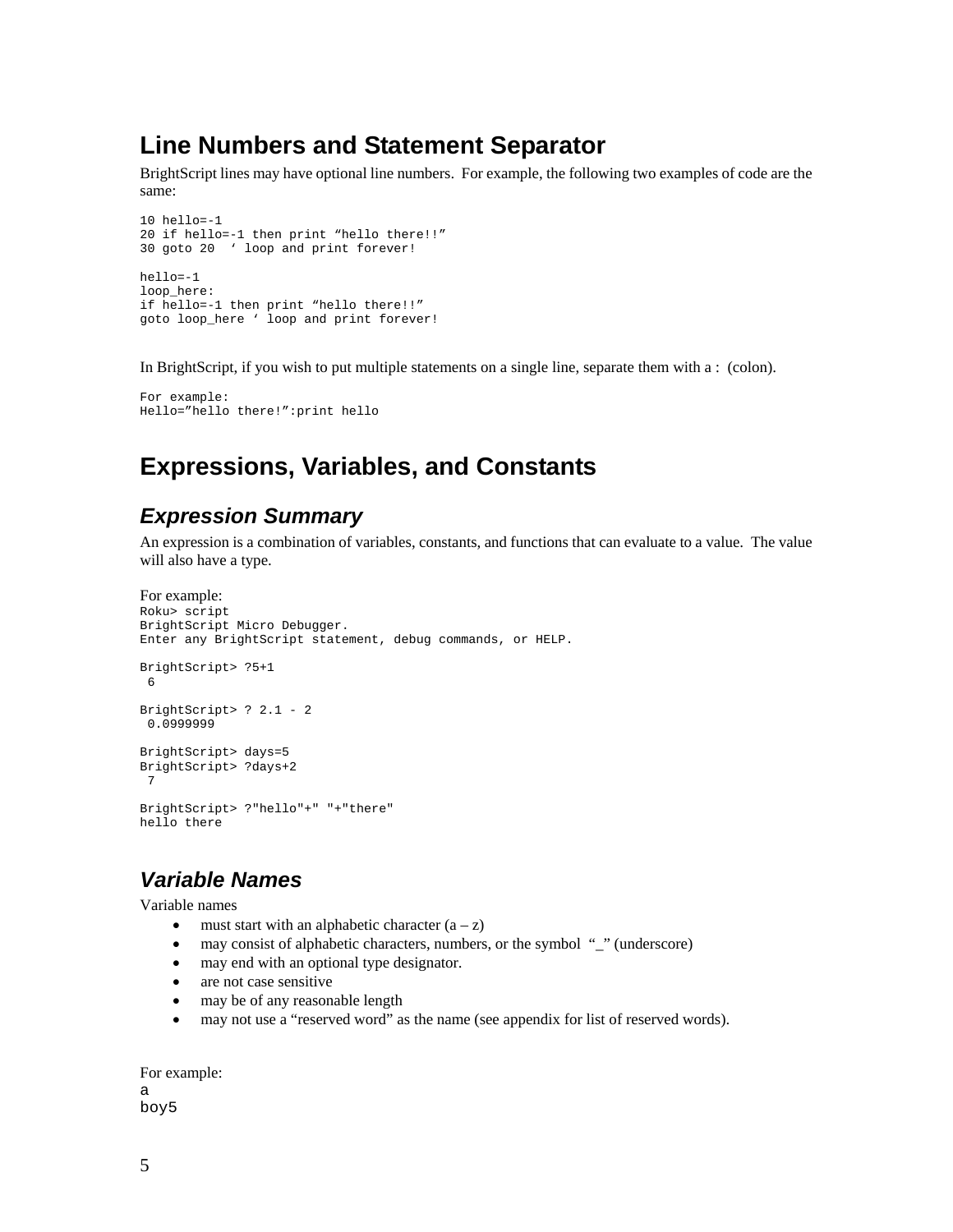## Line Numbers and Statement Separator

BrightScript lines may have optional line numbers. For example, the following two examples of code are the same:

```
10 hello=-1
20 if hello=-1 then print “hello there!!”
30 goto 20  ‘ loop and print forever!

hello=-1
loop_here:
if hello=-1 then print “hello there!!”
goto loop_here ‘ loop and print forever!
```

In BrightScript, if you wish to put multiple statements on a single line, separate them with a : (colon).

```
For example:
Hello=”hello there!”:print hello
```

## Expressions, Variables, and Constants

### *Expression Summary*

An expression is a combination of variables, constants, and functions that can evaluate to a value. The value will also have a type.

For example:

```
Roku> script
BrightScript Micro Debugger.
Enter any BrightScript statement, debug commands, or HELP.

BrightScript> ?5+1
 6

BrightScript> ? 2.1 - 2
 0.0999999

BrightScript> days=5
BrightScript> ?days+2
 7

BrightScript> ?"hello"+" "+"there"
hello there
```

### *Variable Names*

Variable names

- must start with an alphabetic character (a – z)
- may consist of alphabetic characters, numbers, or the symbol “_” (underscore)
- may end with an optional type designator.
- are not case sensitive
- may be of any reasonable length
- may not use a “reserved word” as the name (see appendix for list of reserved words).

For example:

```
a
boy5
```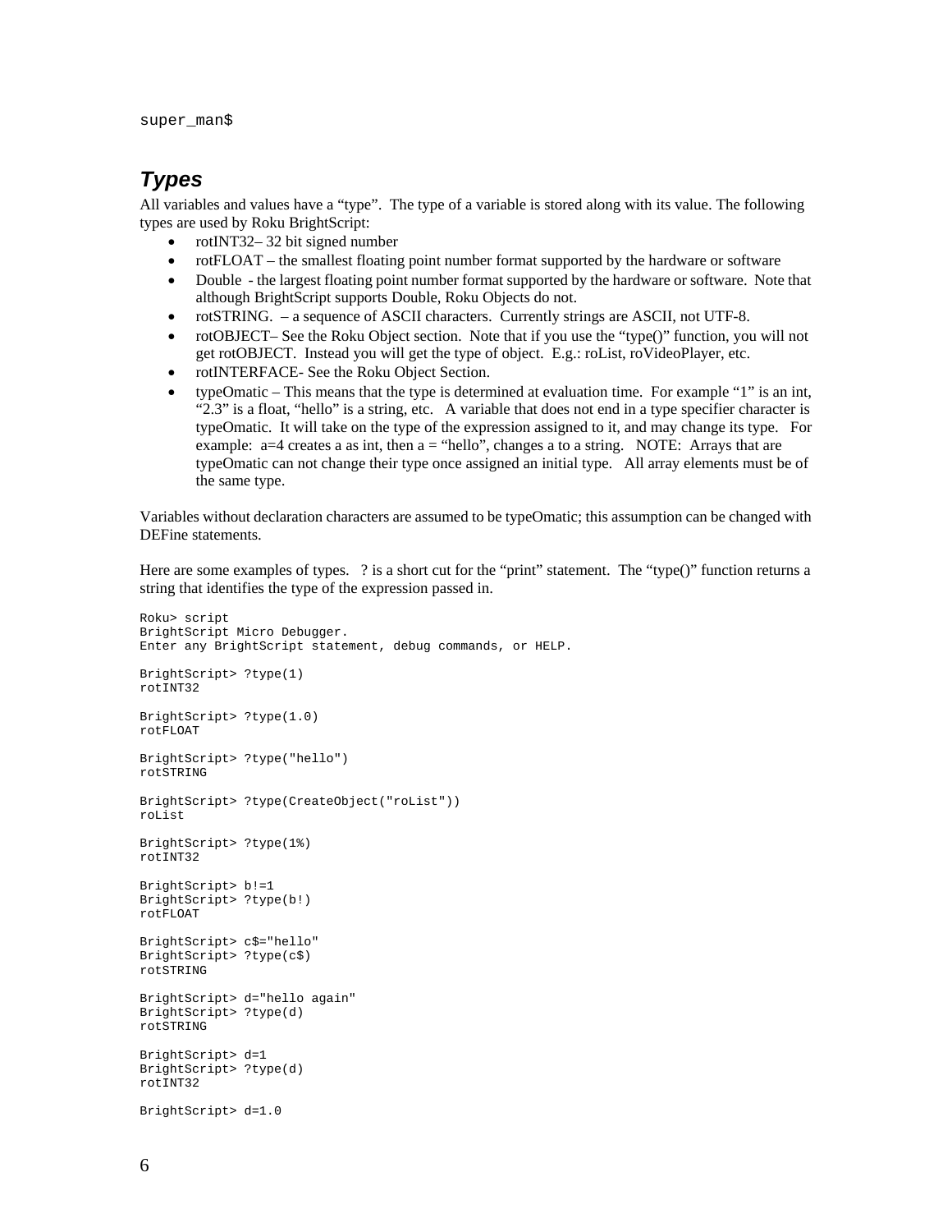```
super_man$
```

## *Types*

All variables and values have a "type". The type of a variable is stored along with its value. The following types are used by Roku BrightScript:

- rotINT32– 32 bit signed number
- rotFLOAT – the smallest floating point number format supported by the hardware or software
- Double - the largest floating point number format supported by the hardware or software. Note that although BrightScript supports Double, Roku Objects do not.
- rotSTRING. – a sequence of ASCII characters. Currently strings are ASCII, not UTF-8.
- rotOBJECT– See the Roku Object section. Note that if you use the "type()" function, you will not get rotOBJECT. Instead you will get the type of object. E.g.: roList, roVideoPlayer, etc.
- rotINTERFACE- See the Roku Object Section.
- typeOmatic – This means that the type is determined at evaluation time. For example "1" is an int, "2.3" is a float, "hello" is a string, etc. A variable that does not end in a type specifier character is typeOmatic. It will take on the type of the expression assigned to it, and may change its type. For example: a=4 creates a as int, then a = "hello", changes a to a string. NOTE: Arrays that are typeOmatic can not change their type once assigned an initial type. All array elements must be of the same type.

Variables without declaration characters are assumed to be typeOmatic; this assumption can be changed with DEFine statements.

Here are some examples of types. ? is a short cut for the "print" statement. The "type()" function returns a string that identifies the type of the expression passed in.

```
Roku> script
BrightScript Micro Debugger.
Enter any BrightScript statement, debug commands, or HELP.

BrightScript> ?type(1)
rotINT32

BrightScript> ?type(1.0)
rotFLOAT

BrightScript> ?type("hello")
rotSTRING

BrightScript> ?type(CreateObject("roList"))
roList

BrightScript> ?type(1%)
rotINT32

BrightScript> b!=1
BrightScript> ?type(b!)
rotFLOAT

BrightScript> c$="hello"
BrightScript> ?type(c$)
rotSTRING

BrightScript> d="hello again"
BrightScript> ?type(d)
rotSTRING

BrightScript> d=1
BrightScript> ?type(d)
rotINT32

BrightScript> d=1.0
```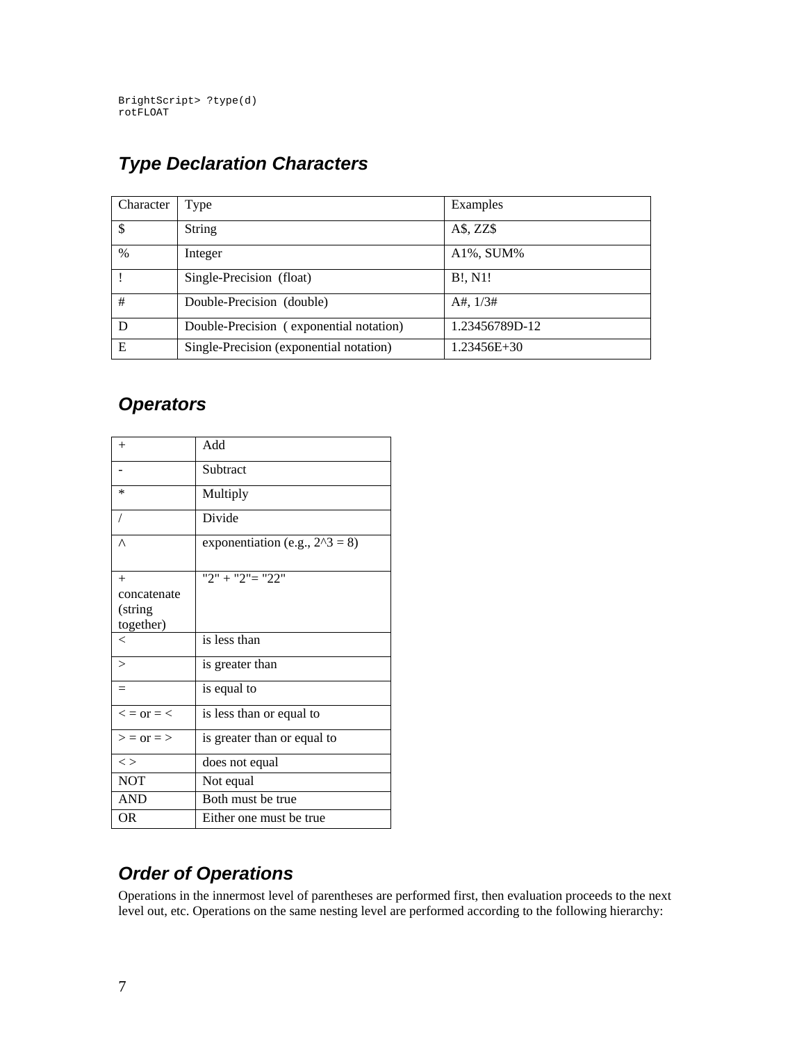```
BrightScript> ?type(d)
rotFLOAT
```

## *Type Declaration Characters*

| Character | Type | Examples |
|---|---|---|
| $ | String | A$, ZZ$ |
| % | Integer | A1%, SUM% |
| ! | Single-Precision (float) | B!, N1! |
| # | Double-Precision (double) | A#, 1/3# |
| D | Double-Precision ( exponential notation) | 1.23456789D-12 |
| E | Single-Precision (exponential notation) | 1.23456E+30 |

## *Operators*

| | |
|---|---|
| + | Add |
| - | Subtract |
| * | Multiply |
| / | Divide |
| ^ | exponentiation (e.g., 2^3 = 8) |
| + concatenate (string together) | "2" + "2"= "22" |
| < | is less than |
| > | is greater than |
| = | is equal to |
| < = or = < | is less than or equal to |
| > = or = > | is greater than or equal to |
| < > | does not equal |
| NOT | Not equal |
| AND | Both must be true |
| OR | Either one must be true |

## *Order of Operations*

Operations in the innermost level of parentheses are performed first, then evaluation proceeds to the next level out, etc. Operations on the same nesting level are performed according to the following hierarchy: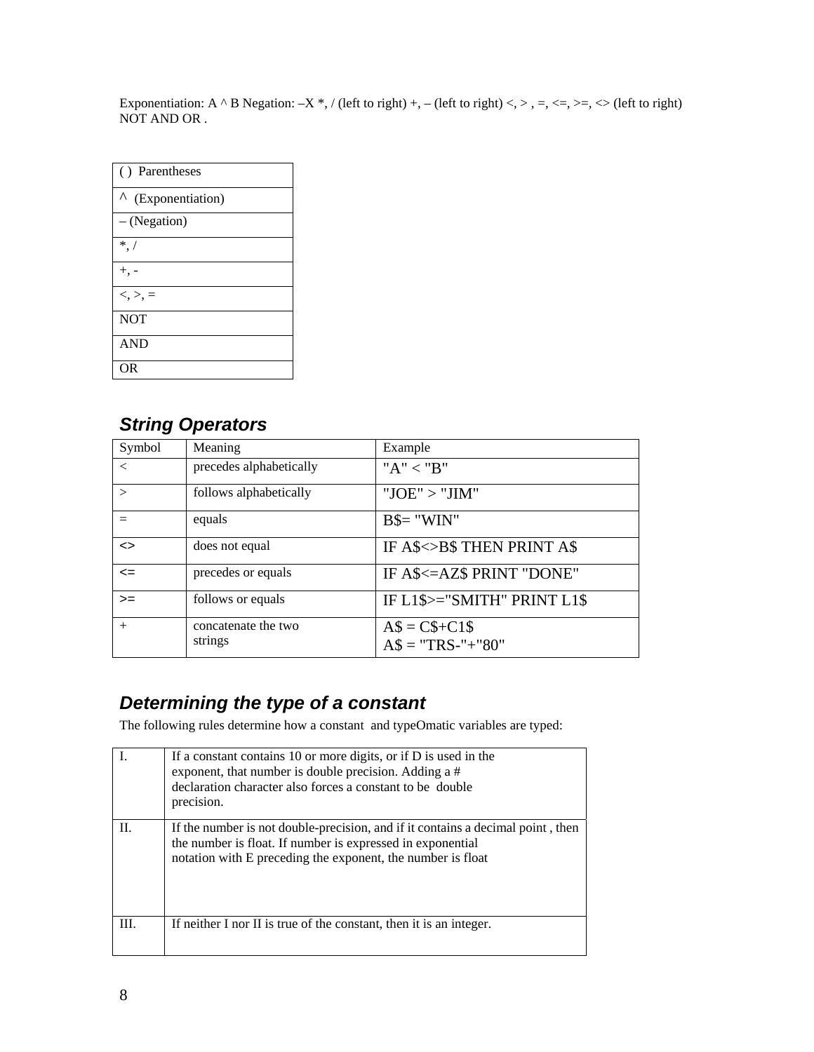Exponentiation: A ^ B Negation: –X *, / (left to right) +, – (left to right) <, > , =, <=, >=, <> (left to right) NOT AND OR .

| ( )  Parentheses |
|---|
| ^  (Exponentiation) |
| – (Negation) |
| *, / |
| +, - |
| <, >, = |
| NOT |
| AND |
| OR |

## *String Operators*

| Symbol | Meaning | Example |
|---|---|---|
| < | precedes alphabetically | "A" < "B" |
| > | follows alphabetically | "JOE" > "JIM" |
| = | equals | B$= "WIN" |
| <> | does not equal | IF A$<>B$ THEN PRINT A$ |
| <= | precedes or equals | IF A$<=AZ$ PRINT "DONE" |
| >= | follows or equals | IF L1$>="SMITH" PRINT L1$ |
| + | concatenate the two strings | A$ = C$+C1$<br>A$ = "TRS-"+"80" |

## *Determining the type of a constant*

The following rules determine how a constant  and typeOmatic variables are typed:

| | |
|---|---|
| I. | If a constant contains 10 or more digits, or if D is used in the exponent, that number is double precision. Adding a # declaration character also forces a constant to be  double precision. |
| II. | If the number is not double-precision, and if it contains a decimal point , then the number is float. If number is expressed in exponential notation with E preceding the exponent, the number is float |
| III. | If neither I nor II is true of the constant, then it is an integer. |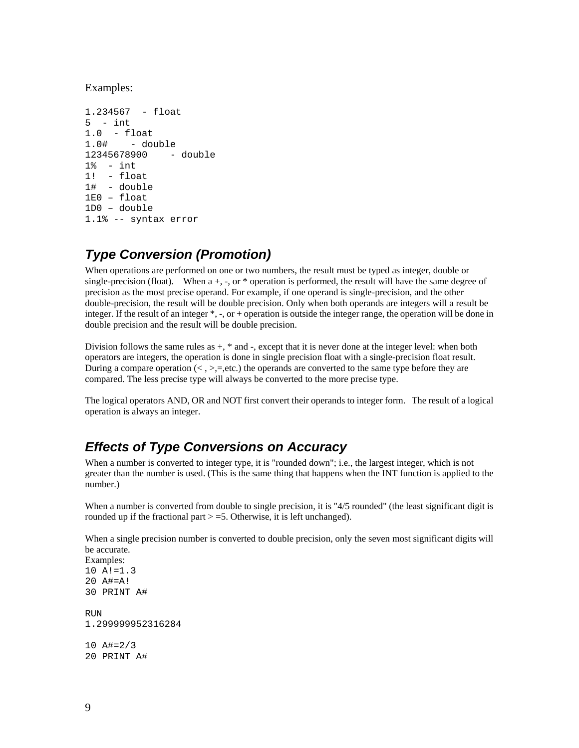Examples:

```
1.234567  - float
5  - int
1.0  - float
1.0#    - double
12345678900    - double
1%  - int
1!  - float
1#  - double
1E0 – float
1D0 – double
1.1% -- syntax error
```

## *Type Conversion (Promotion)*

When operations are performed on one or two numbers, the result must be typed as integer, double or single-precision (float).   When a +, -, or * operation is performed, the result will have the same degree of precision as the most precise operand. For example, if one operand is single-precision, and the other double-precision, the result will be double precision. Only when both operands are integers will a result be integer. If the result of an integer *, -, or + operation is outside the integer range, the operation will be done in double precision and the result will be double precision.

Division follows the same rules as +, * and -, except that it is never done at the integer level: when both operators are integers, the operation is done in single precision float with a single-precision float result. During a compare operation (< , >,=,etc.) the operands are converted to the same type before they are compared. The less precise type will always be converted to the more precise type.

The logical operators AND, OR and NOT first convert their operands to integer form.  The result of a logical operation is always an integer.

## *Effects of Type Conversions on Accuracy*

When a number is converted to integer type, it is "rounded down"; i.e., the largest integer, which is not greater than the number is used. (This is the same thing that happens when the INT function is applied to the number.)

When a number is converted from double to single precision, it is "4/5 rounded" (the least significant digit is rounded up if the fractional part > =5. Otherwise, it is left unchanged).

When a single precision number is converted to double precision, only the seven most significant digits will be accurate.
Examples:

```
10 A!=1.3
20 A#=A!
30 PRINT A#

RUN
1.299999952316284

10 A#=2/3
20 PRINT A#
```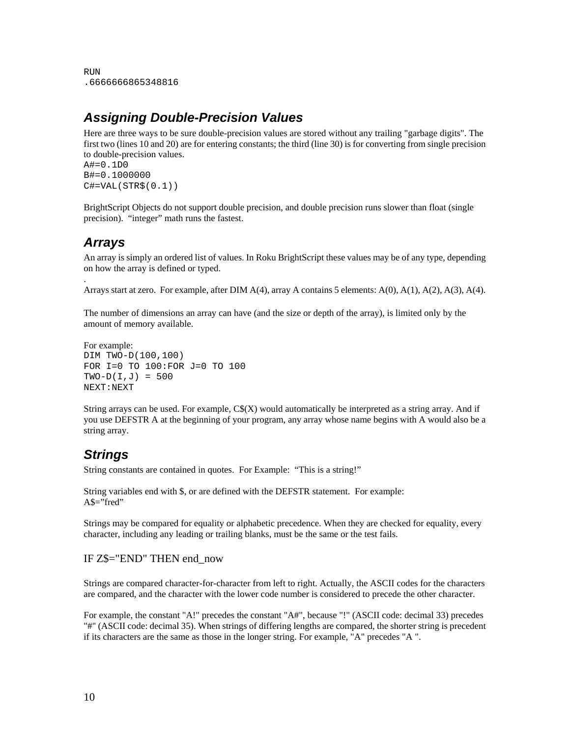```
RUN
.6666666865348816
```

## *Assigning Double-Precision Values*

Here are three ways to be sure double-precision values are stored without any trailing "garbage digits". The first two (lines 10 and 20) are for entering constants; the third (line 30) is for converting from single precision to double-precision values.

```
A#=0.1D0
B#=0.1000000
C#=VAL(STR$(0.1))
```

BrightScript Objects do not support double precision, and double precision runs slower than float (single precision). "integer" math runs the fastest.

## *Arrays*

An array is simply an ordered list of values. In Roku BrightScript these values may be of any type, depending on how the array is defined or typed.

.

Arrays start at zero. For example, after DIM A(4), array A contains 5 elements: A(0), A(1), A(2), A(3), A(4).

The number of dimensions an array can have (and the size or depth of the array), is limited only by the amount of memory available.

For example:

```
DIM TWO-D(100,100)
FOR I=0 TO 100:FOR J=0 TO 100
TWO-D(I,J) = 500
NEXT:NEXT
```

String arrays can be used. For example, C$(X) would automatically be interpreted as a string array. And if you use DEFSTR A at the beginning of your program, any array whose name begins with A would also be a string array.

## *Strings*

String constants are contained in quotes. For Example: "This is a string!"

String variables end with $, or are defined with the DEFSTR statement. For example:
A$="fred"

Strings may be compared for equality or alphabetic precedence. When they are checked for equality, every character, including any leading or trailing blanks, must be the same or the test fails.

IF Z$="END" THEN end_now

Strings are compared character-for-character from left to right. Actually, the ASCII codes for the characters are compared, and the character with the lower code number is considered to precede the other character.

For example, the constant "A!" precedes the constant "A#", because "!" (ASCII code: decimal 33) precedes "#" (ASCII code: decimal 35). When strings of differing lengths are compared, the shorter string is precedent if its characters are the same as those in the longer string. For example, "A" precedes "A ".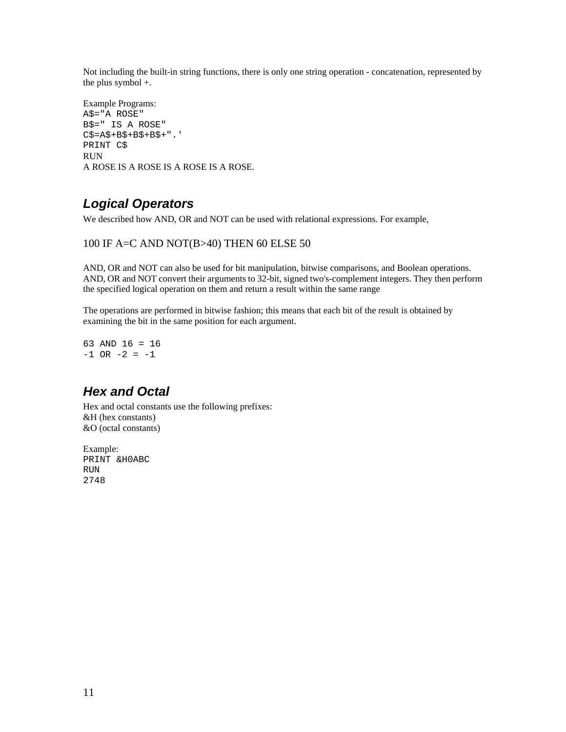Not including the built-in string functions, there is only one string operation - concatenation, represented by the plus symbol +.

Example Programs:

```
A$="A ROSE"
B$=" IS A ROSE"
C$=A$+B$+B$+B$+".'
PRINT C$
```

RUN
A ROSE IS A ROSE IS A ROSE IS A ROSE.

## *Logical Operators*

We described how AND, OR and NOT can be used with relational expressions. For example,

100 IF A=C AND NOT(B>40) THEN 60 ELSE 50

AND, OR and NOT can also be used for bit manipulation, bitwise comparisons, and Boolean operations. AND, OR and NOT convert their arguments to 32-bit, signed two's-complement integers. They then perform the specified logical operation on them and return a result within the same range

The operations are performed in bitwise fashion; this means that each bit of the result is obtained by examining the bit in the same position for each argument.

```
63 AND 16 = 16
-1 OR -2 = -1
```

## *Hex and Octal*

Hex and octal constants use the following prefixes:
&H (hex constants)
&O (octal constants)

Example:

```
PRINT &H0ABC
RUN
2748
```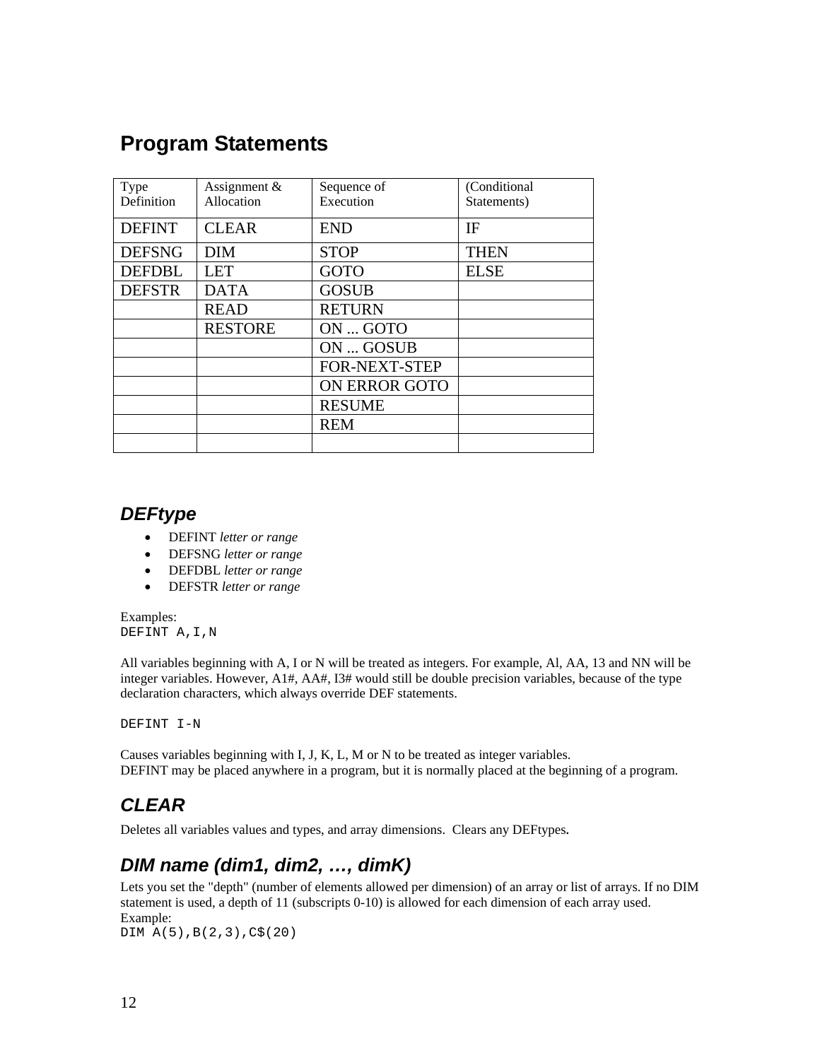## Program Statements

| Type Definition | Assignment & Allocation | Sequence of Execution | (Conditional Statements) |
|---|---|---|---|
| DEFINT | CLEAR | END | IF |
| DEFSNG | DIM | STOP | THEN |
| DEFDBL | LET | GOTO | ELSE |
| DEFSTR | DATA | GOSUB | |
| | READ | RETURN | |
| | RESTORE | ON ... GOTO | |
| | | ON ... GOSUB | |
| | | FOR-NEXT-STEP | |
| | | ON ERROR GOTO | |
| | | RESUME | |
| | | REM | |
| | | | |

### *DEFtype*

- DEFINT *letter or range*
- DEFSNG *letter or range*
- DEFDBL *letter or range*
- DEFSTR *letter or range*

Examples:

```
DEFINT A,I,N
```

All variables beginning with A, I or N will be treated as integers. For example, Al, AA, 13 and NN will be integer variables. However, A1#, AA#, I3# would still be double precision variables, because of the type declaration characters, which always override DEF statements.

```
DEFINT I-N
```

Causes variables beginning with I, J, K, L, M or N to be treated as integer variables.
DEFINT may be placed anywhere in a program, but it is normally placed at the beginning of a program.

### *CLEAR*

Deletes all variables values and types, and array dimensions. Clears any DEFtypes.

### *DIM name (dim1, dim2, …, dimK)*

Lets you set the "depth" (number of elements allowed per dimension) of an array or list of arrays. If no DIM statement is used, a depth of 11 (subscripts 0-10) is allowed for each dimension of each array used.
Example:

```
DIM A(5),B(2,3),C$(20)
```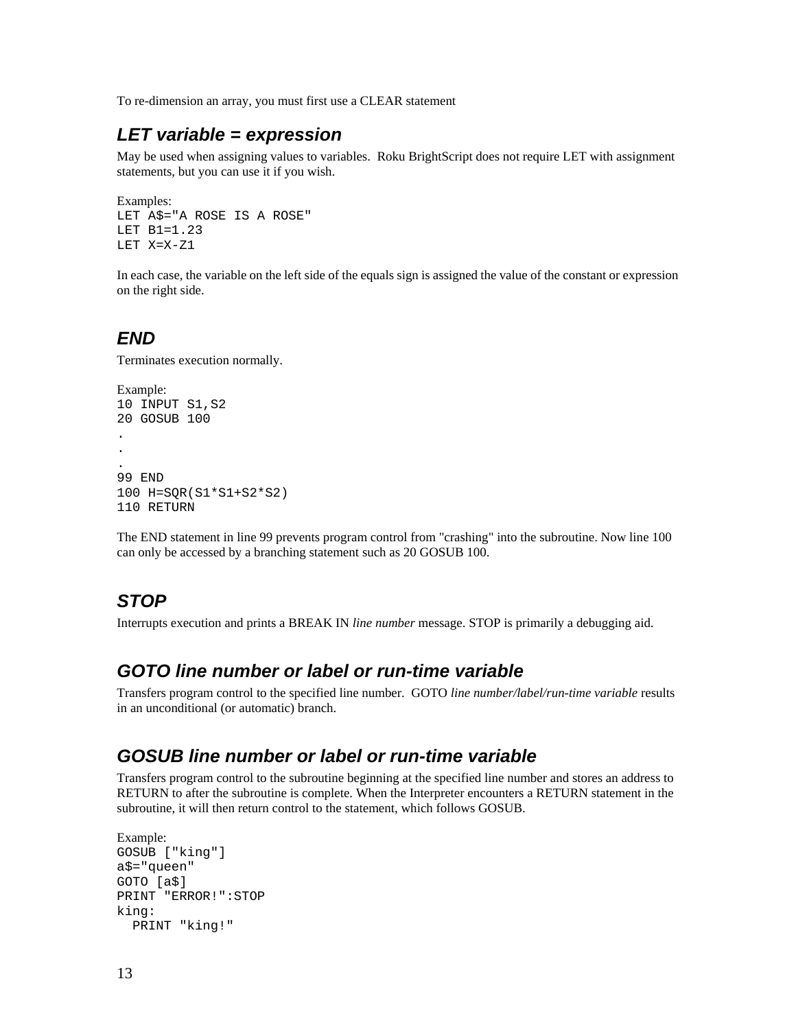To re-dimension an array, you must first use a CLEAR statement

### *LET variable = expression*

May be used when assigning values to variables. Roku BrightScript does not require LET with assignment statements, but you can use it if you wish.

Examples:

```
LET A$="A ROSE IS A ROSE"
LET B1=1.23
LET X=X-Z1
```

In each case, the variable on the left side of the equals sign is assigned the value of the constant or expression on the right side.

### *END*

Terminates execution normally.

Example:

```
10 INPUT S1,S2
20 GOSUB 100
.
.
.
99 END
100 H=SQR(S1*S1+S2*S2)
110 RETURN
```

The END statement in line 99 prevents program control from "crashing" into the subroutine. Now line 100 can only be accessed by a branching statement such as 20 GOSUB 100.

### *STOP*

Interrupts execution and prints a BREAK IN *line number* message. STOP is primarily a debugging aid.

### *GOTO line number or label or run-time variable*

Transfers program control to the specified line number. GOTO *line number/label/run-time variable* results in an unconditional (or automatic) branch.

### *GOSUB line number or label or run-time variable*

Transfers program control to the subroutine beginning at the specified line number and stores an address to RETURN to after the subroutine is complete. When the Interpreter encounters a RETURN statement in the subroutine, it will then return control to the statement, which follows GOSUB.

Example:

```
GOSUB ["king"]
a$="queen"
GOTO [a$]
PRINT "ERROR!":STOP
king:
  PRINT "king!"
```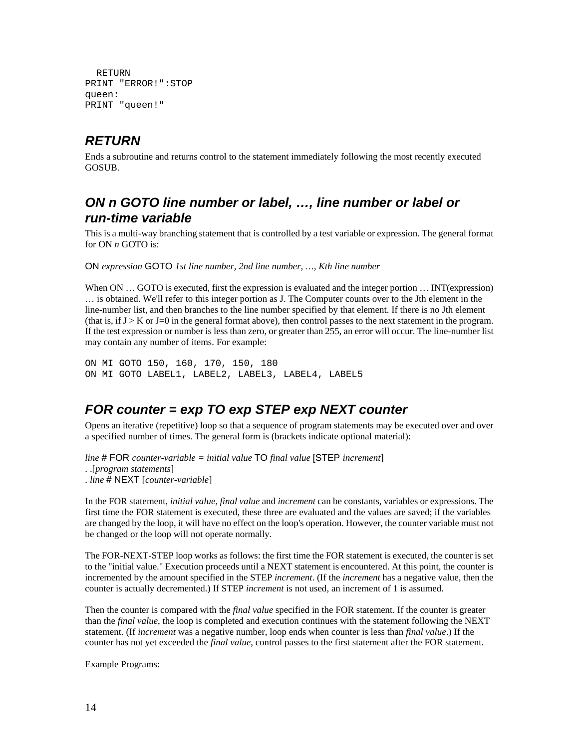```
  RETURN
PRINT "ERROR!":STOP
queen:
PRINT "queen!"
```

## *RETURN*

Ends a subroutine and returns control to the statement immediately following the most recently executed GOSUB.

## *ON n GOTO line number or label, …, line number or label or run-time variable*

This is a multi-way branching statement that is controlled by a test variable or expression. The general format for ON *n* GOTO is:

ON *expression* GOTO *1st line number, 2nd line number, …, Kth line number*

When ON … GOTO is executed, first the expression is evaluated and the integer portion … INT(expression) … is obtained. We'll refer to this integer portion as J. The Computer counts over to the Jth element in the line-number list, and then branches to the line number specified by that element. If there is no Jth element (that is, if J > K or J=0 in the general format above), then control passes to the next statement in the program. If the test expression or number is less than zero, or greater than 255, an error will occur. The line-number list may contain any number of items. For example:

```
ON MI GOTO 150, 160, 170, 150, 180
ON MI GOTO LABEL1, LABEL2, LABEL3, LABEL4, LABEL5
```

## *FOR counter = exp TO exp STEP exp NEXT counter*

Opens an iterative (repetitive) loop so that a sequence of program statements may be executed over and over a specified number of times. The general form is (brackets indicate optional material):

*line #* FOR *counter-variable = initial value* TO *final value* [STEP *increment*]
. .[*program statements*]
. *line #* NEXT [*counter-variable*]

In the FOR statement, *initial value, final value* and *increment* can be constants, variables or expressions. The first time the FOR statement is executed, these three are evaluated and the values are saved; if the variables are changed by the loop, it will have no effect on the loop's operation. However, the counter variable must not be changed or the loop will not operate normally.

The FOR-NEXT-STEP loop works as follows: the first time the FOR statement is executed, the counter is set to the "initial value." Execution proceeds until a NEXT statement is encountered. At this point, the counter is incremented by the amount specified in the STEP *increment*. (If the *increment* has a negative value, then the counter is actually decremented.) If STEP *increment* is not used, an increment of 1 is assumed.

Then the counter is compared with the *final value* specified in the FOR statement. If the counter is greater than the *final value*, the loop is completed and execution continues with the statement following the NEXT statement. (If *increment* was a negative number, loop ends when counter is less than *final value*.) If the counter has not yet exceeded the *final value*, control passes to the first statement after the FOR statement.

Example Programs: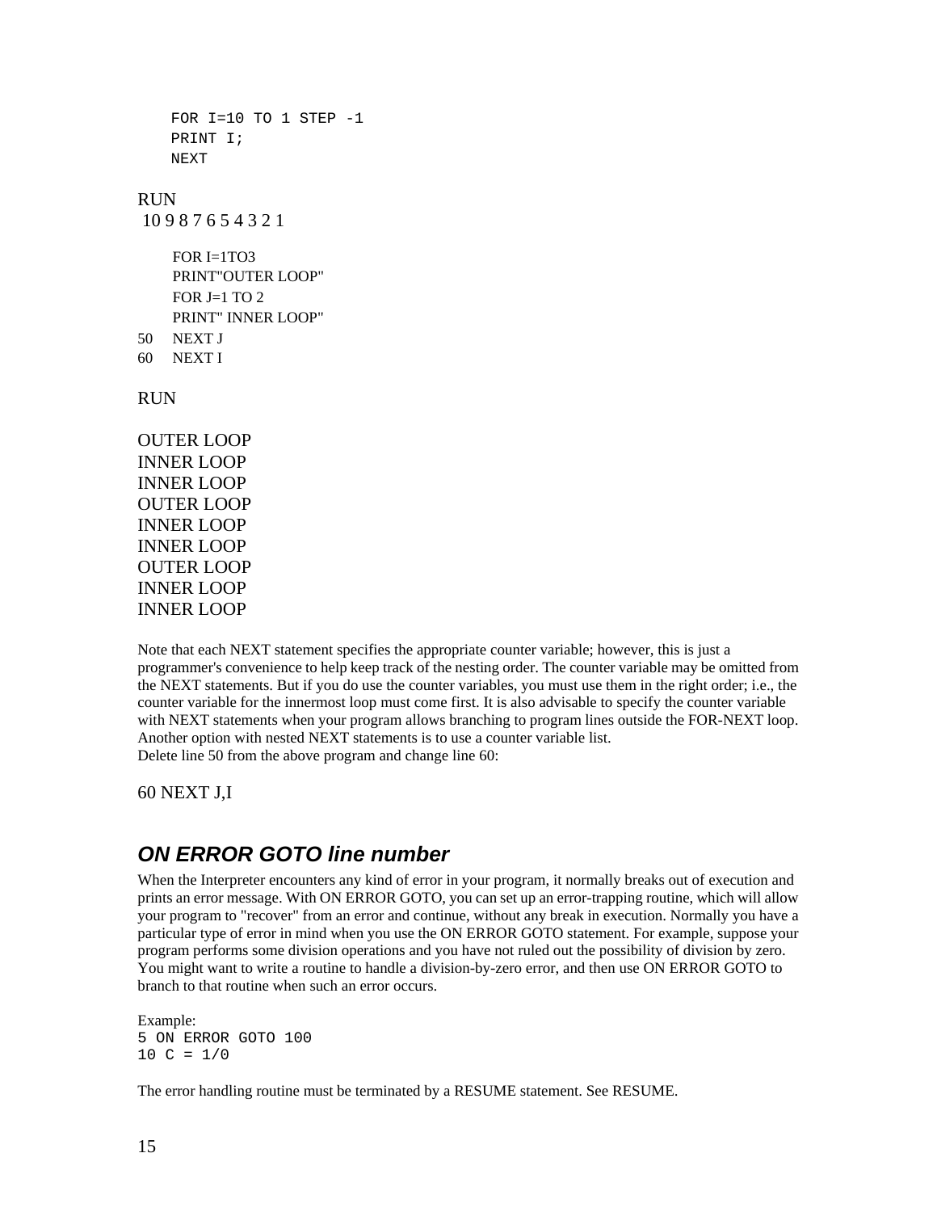```
FOR I=10 TO 1 STEP -1
PRINT I;
NEXT
```

RUN
 10 9 8 7 6 5 4 3 2 1

```
   FOR I=1TO3
   PRINT"OUTER LOOP"
   FOR J=1 TO 2
   PRINT" INNER LOOP"
50 NEXT J
60 NEXT I
```

RUN

OUTER LOOP
INNER LOOP
INNER LOOP
OUTER LOOP
INNER LOOP
INNER LOOP
OUTER LOOP
INNER LOOP
INNER LOOP

Note that each NEXT statement specifies the appropriate counter variable; however, this is just a programmer's convenience to help keep track of the nesting order. The counter variable may be omitted from the NEXT statements. But if you do use the counter variables, you must use them in the right order; i.e., the counter variable for the innermost loop must come first. It is also advisable to specify the counter variable with NEXT statements when your program allows branching to program lines outside the FOR-NEXT loop. Another option with nested NEXT statements is to use a counter variable list.
Delete line 50 from the above program and change line 60:

```
60 NEXT J,I
```

## *ON ERROR GOTO line number*

When the Interpreter encounters any kind of error in your program, it normally breaks out of execution and prints an error message. With ON ERROR GOTO, you can set up an error-trapping routine, which will allow your program to "recover" from an error and continue, without any break in execution. Normally you have a particular type of error in mind when you use the ON ERROR GOTO statement. For example, suppose your program performs some division operations and you have not ruled out the possibility of division by zero. You might want to write a routine to handle a division-by-zero error, and then use ON ERROR GOTO to branch to that routine when such an error occurs.

Example:

```
5 ON ERROR GOTO 100
10 C = 1/0
```

The error handling routine must be terminated by a RESUME statement. See RESUME.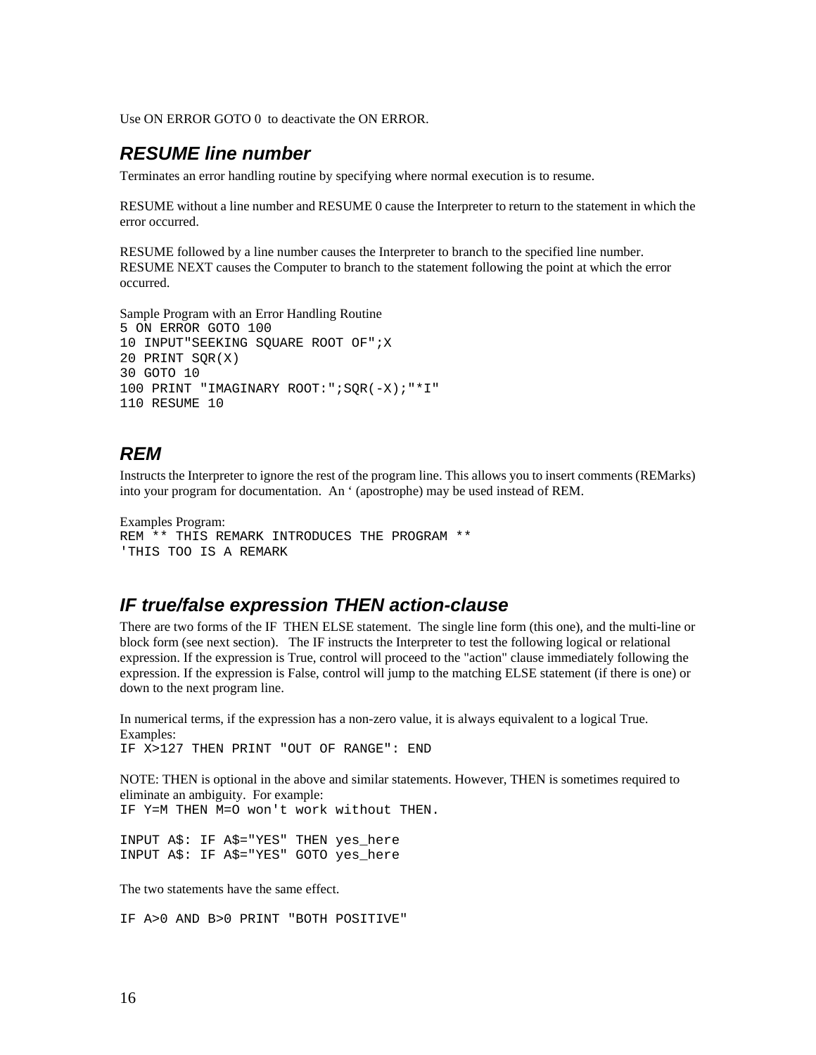Use ON ERROR GOTO 0 to deactivate the ON ERROR.

## *RESUME line number*

Terminates an error handling routine by specifying where normal execution is to resume.

RESUME without a line number and RESUME 0 cause the Interpreter to return to the statement in which the error occurred.

RESUME followed by a line number causes the Interpreter to branch to the specified line number. RESUME NEXT causes the Computer to branch to the statement following the point at which the error occurred.

Sample Program with an Error Handling Routine

```
5 ON ERROR GOTO 100
10 INPUT"SEEKING SQUARE ROOT OF";X
20 PRINT SQR(X)
30 GOTO 10
100 PRINT "IMAGINARY ROOT:";SQR(-X);"*I"
110 RESUME 10
```

## *REM*

Instructs the Interpreter to ignore the rest of the program line. This allows you to insert comments (REMarks) into your program for documentation. An ‘ (apostrophe) may be used instead of REM.

Examples Program:

```
REM ** THIS REMARK INTRODUCES THE PROGRAM **
'THIS TOO IS A REMARK
```

## *IF true/false expression THEN action-clause*

There are two forms of the IF THEN ELSE statement. The single line form (this one), and the multi-line or block form (see next section). The IF instructs the Interpreter to test the following logical or relational expression. If the expression is True, control will proceed to the "action" clause immediately following the expression. If the expression is False, control will jump to the matching ELSE statement (if there is one) or down to the next program line.

In numerical terms, if the expression has a non-zero value, it is always equivalent to a logical True. Examples:

```
IF X>127 THEN PRINT "OUT OF RANGE": END
```

NOTE: THEN is optional in the above and similar statements. However, THEN is sometimes required to eliminate an ambiguity. For example:

```
IF Y=M THEN M=O won't work without THEN.
```

```
INPUT A$: IF A$="YES" THEN yes_here
INPUT A$: IF A$="YES" GOTO yes_here
```

The two statements have the same effect.

```
IF A>0 AND B>0 PRINT "BOTH POSITIVE"
```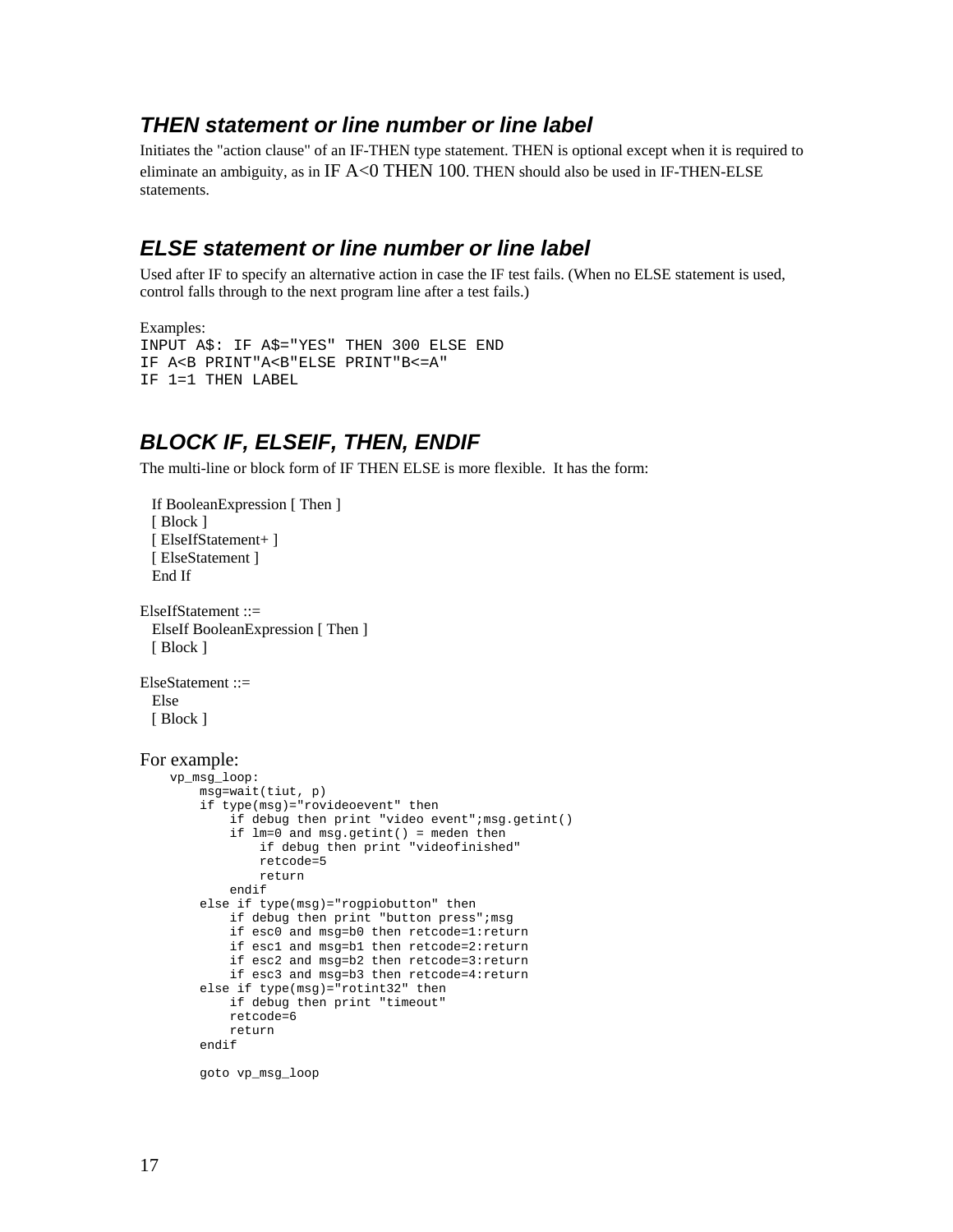### *THEN statement or line number or line label*

Initiates the "action clause" of an IF-THEN type statement. THEN is optional except when it is required to eliminate an ambiguity, as in IF A<0 THEN 100. THEN should also be used in IF-THEN-ELSE statements.

### *ELSE statement or line number or line label*

Used after IF to specify an alternative action in case the IF test fails. (When no ELSE statement is used, control falls through to the next program line after a test fails.)

Examples:

```
INPUT A$: IF A$="YES" THEN 300 ELSE END
IF A<B PRINT"A<B"ELSE PRINT"B<=A"
IF 1=1 THEN LABEL
```

### *BLOCK IF, ELSEIF, THEN, ENDIF*

The multi-line or block form of IF THEN ELSE is more flexible. It has the form:

```
  If BooleanExpression [ Then ]
  [ Block ]
  [ ElseIfStatement+ ]
  [ ElseStatement ]
  End If

ElseIfStatement ::=
  ElseIf BooleanExpression [ Then ]
  [ Block ]

ElseStatement ::=
  Else
  [ Block ]
```

For example:

```
    vp_msg_loop:
        msg=wait(tiut, p)
        if type(msg)="rovideoevent" then
            if debug then print "video event";msg.getint()
            if lm=0 and msg.getint() = meden then
                if debug then print "videofinished"
                retcode=5
                return
            endif
        else if type(msg)="rogpiobutton" then
            if debug then print "button press";msg
            if esc0 and msg=b0 then retcode=1:return
            if esc1 and msg=b1 then retcode=2:return
            if esc2 and msg=b2 then retcode=3:return
            if esc3 and msg=b3 then retcode=4:return
        else if type(msg)="rotint32" then
            if debug then print "timeout"
            retcode=6
            return
        endif

        goto vp_msg_loop
```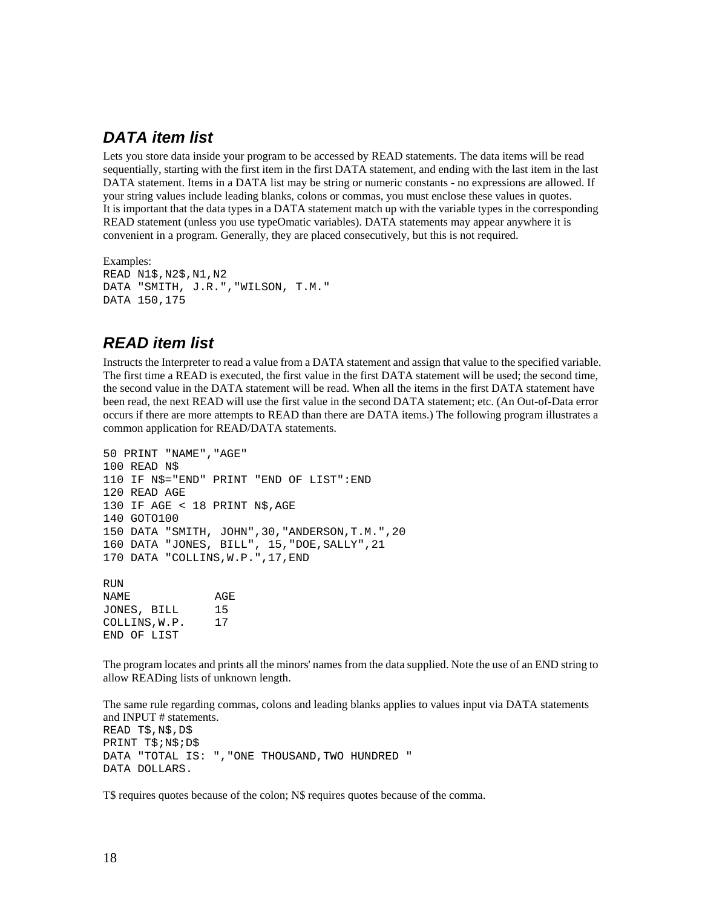## *DATA item list*

Lets you store data inside your program to be accessed by READ statements. The data items will be read sequentially, starting with the first item in the first DATA statement, and ending with the last item in the last DATA statement. Items in a DATA list may be string or numeric constants - no expressions are allowed. If your string values include leading blanks, colons or commas, you must enclose these values in quotes.
It is important that the data types in a DATA statement match up with the variable types in the corresponding READ statement (unless you use typeOmatic variables). DATA statements may appear anywhere it is convenient in a program. Generally, they are placed consecutively, but this is not required.

Examples:

```
READ N1$,N2$,N1,N2
DATA "SMITH, J.R.","WILSON, T.M."
DATA 150,175
```

## *READ item list*

Instructs the Interpreter to read a value from a DATA statement and assign that value to the specified variable. The first time a READ is executed, the first value in the first DATA statement will be used; the second time, the second value in the DATA statement will be read. When all the items in the first DATA statement have been read, the next READ will use the first value in the second DATA statement; etc. (An Out-of-Data error occurs if there are more attempts to READ than there are DATA items.) The following program illustrates a common application for READ/DATA statements.

```
50 PRINT "NAME","AGE"
100 READ N$
110 IF N$="END" PRINT "END OF LIST":END
120 READ AGE
130 IF AGE < 18 PRINT N$,AGE
140 GOTO100
150 DATA "SMITH, JOHN",30,"ANDERSON,T.M.",20
160 DATA "JONES, BILL", 15,"DOE,SALLY",21
170 DATA "COLLINS,W.P.",17,END

RUN
NAME            AGE
JONES, BILL     15
COLLINS,W.P.    17
END OF LIST
```

The program locates and prints all the minors' names from the data supplied. Note the use of an END string to allow READing lists of unknown length.

The same rule regarding commas, colons and leading blanks applies to values input via DATA statements and INPUT # statements.

```
READ T$,N$,D$
PRINT T$;N$;D$
DATA "TOTAL IS: ","ONE THOUSAND,TWO HUNDRED "
DATA DOLLARS.
```

T$ requires quotes because of the colon; N$ requires quotes because of the comma.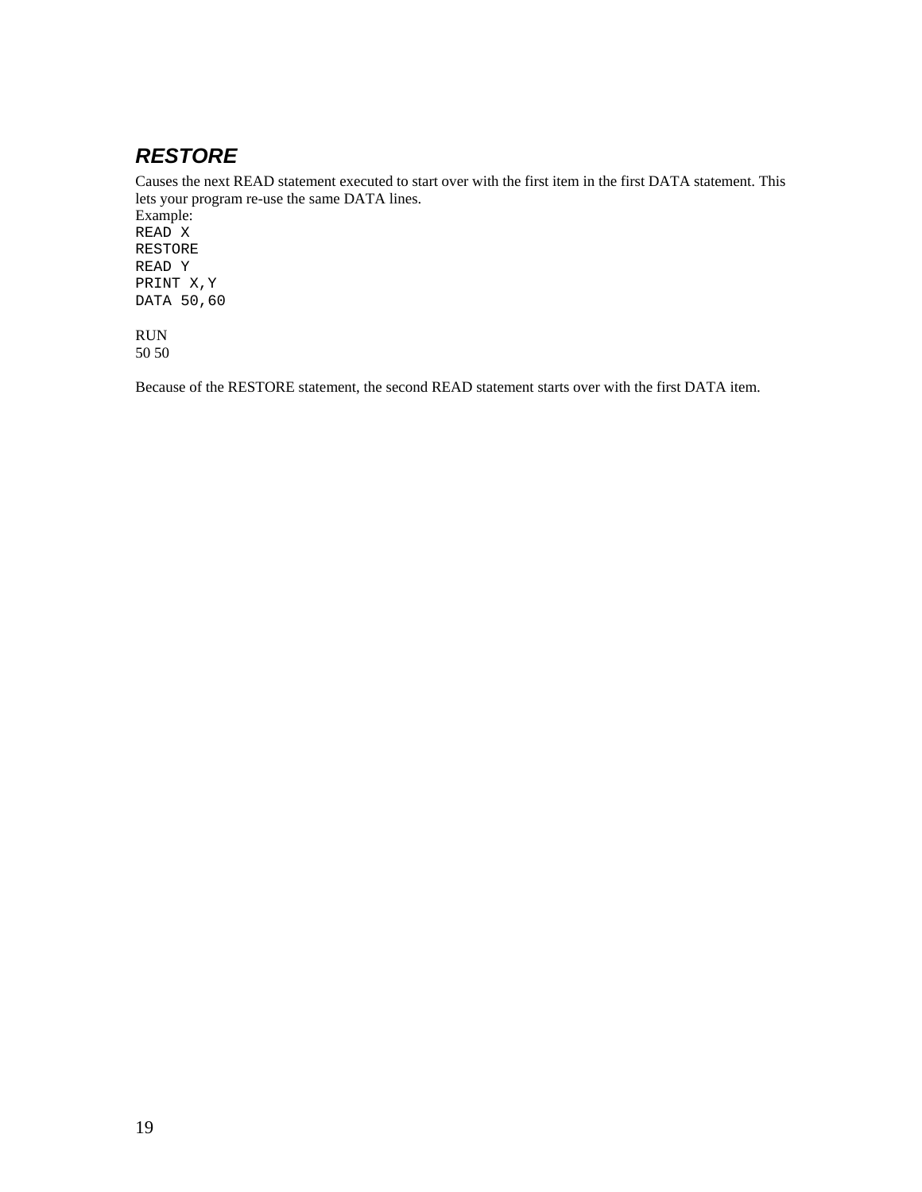### *RESTORE*

Causes the next READ statement executed to start over with the first item in the first DATA statement. This lets your program re-use the same DATA lines.

Example:

```
READ X
RESTORE
READ Y
PRINT X,Y
DATA 50,60
```

RUN
50 50

Because of the RESTORE statement, the second READ statement starts over with the first DATA item.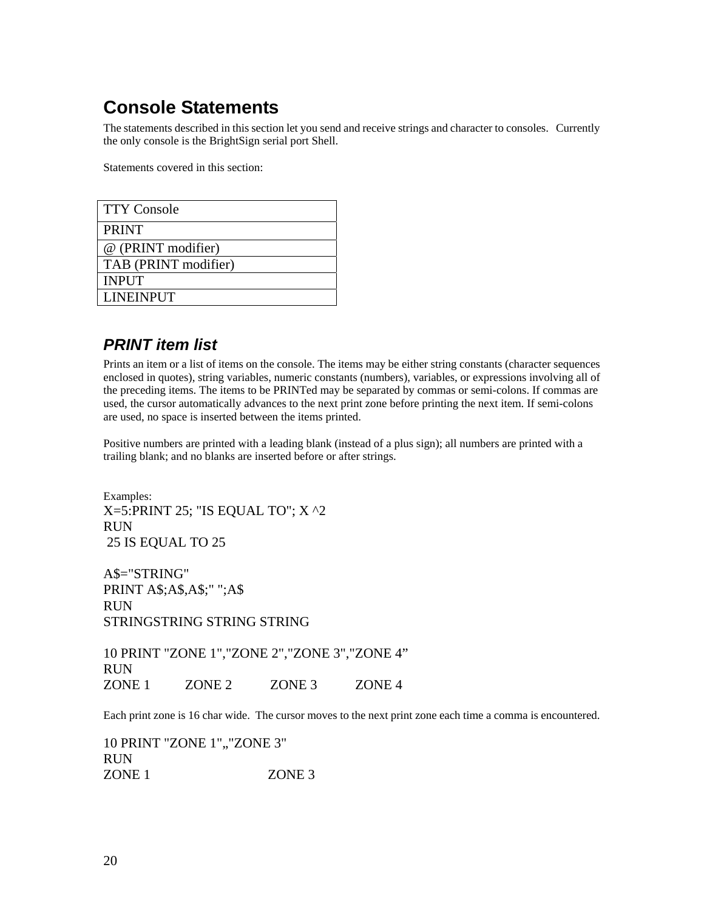# Console Statements

The statements described in this section let you send and receive strings and character to consoles. Currently the only console is the BrightSign serial port Shell.

Statements covered in this section:

| TTY Console |
|---|
| PRINT |
| @ (PRINT modifier) |
| TAB (PRINT modifier) |
| INPUT |
| LINEINPUT |

## *PRINT item list*

Prints an item or a list of items on the console. The items may be either string constants (character sequences enclosed in quotes), string variables, numeric constants (numbers), variables, or expressions involving all of the preceding items. The items to be PRINTed may be separated by commas or semi-colons. If commas are used, the cursor automatically advances to the next print zone before printing the next item. If semi-colons are used, no space is inserted between the items printed.

Positive numbers are printed with a leading blank (instead of a plus sign); all numbers are printed with a trailing blank; and no blanks are inserted before or after strings.

Examples:

```
X=5:PRINT 25; "IS EQUAL TO"; X ^2
RUN
 25 IS EQUAL TO 25
```

```
A$="STRING"
PRINT A$;A$,A$;" ";A$
RUN
STRINGSTRING STRING STRING
```

```
10 PRINT "ZONE 1","ZONE 2","ZONE 3","ZONE 4”
RUN
ZONE 1          ZONE 2          ZONE 3          ZONE 4
```

Each print zone is 16 char wide. The cursor moves to the next print zone each time a comma is encountered.

```
10 PRINT "ZONE 1",,"ZONE 3"
RUN
ZONE 1                          ZONE 3
```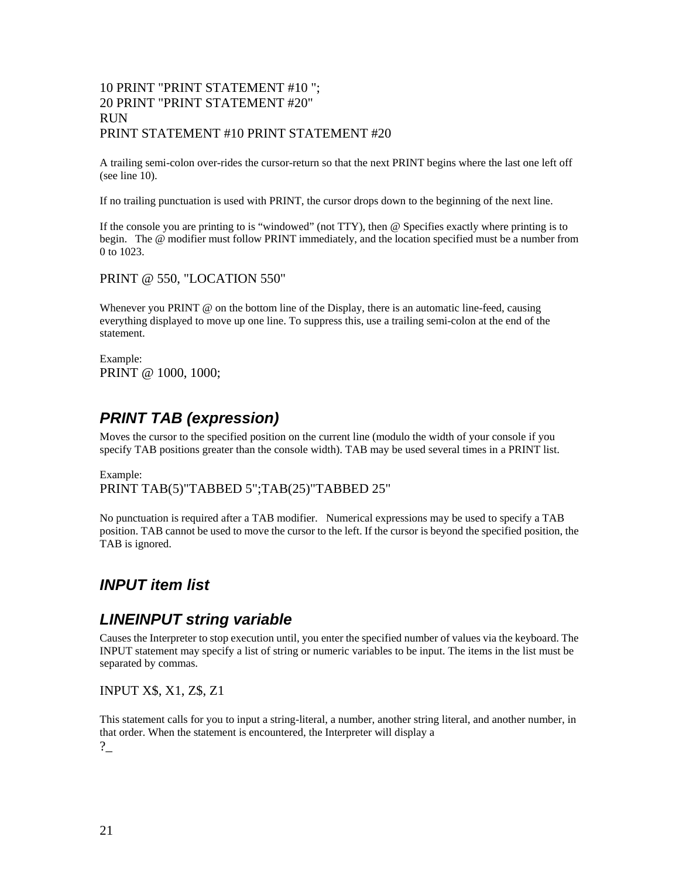```
10 PRINT "PRINT STATEMENT #10 ";
20 PRINT "PRINT STATEMENT #20"
RUN
PRINT STATEMENT #10 PRINT STATEMENT #20
```

A trailing semi-colon over-rides the cursor-return so that the next PRINT begins where the last one left off (see line 10).

If no trailing punctuation is used with PRINT, the cursor drops down to the beginning of the next line.

If the console you are printing to is "windowed" (not TTY), then @ Specifies exactly where printing is to begin. The @ modifier must follow PRINT immediately, and the location specified must be a number from 0 to 1023.

```
PRINT @ 550, "LOCATION 550"
```

Whenever you PRINT @ on the bottom line of the Display, there is an automatic line-feed, causing everything displayed to move up one line. To suppress this, use a trailing semi-colon at the end of the statement.

Example:

```
PRINT @ 1000, 1000;
```

## *PRINT TAB (expression)*

Moves the cursor to the specified position on the current line (modulo the width of your console if you specify TAB positions greater than the console width). TAB may be used several times in a PRINT list.

Example:

```
PRINT TAB(5)"TABBED 5";TAB(25)"TABBED 25"
```

No punctuation is required after a TAB modifier. Numerical expressions may be used to specify a TAB position. TAB cannot be used to move the cursor to the left. If the cursor is beyond the specified position, the TAB is ignored.

## *INPUT item list*

## *LINEINPUT string variable*

Causes the Interpreter to stop execution until, you enter the specified number of values via the keyboard. The INPUT statement may specify a list of string or numeric variables to be input. The items in the list must be separated by commas.

```
INPUT X$, X1, Z$, Z1
```

This statement calls for you to input a string-literal, a number, another string literal, and another number, in that order. When the statement is encountered, the Interpreter will display a

```
?_
```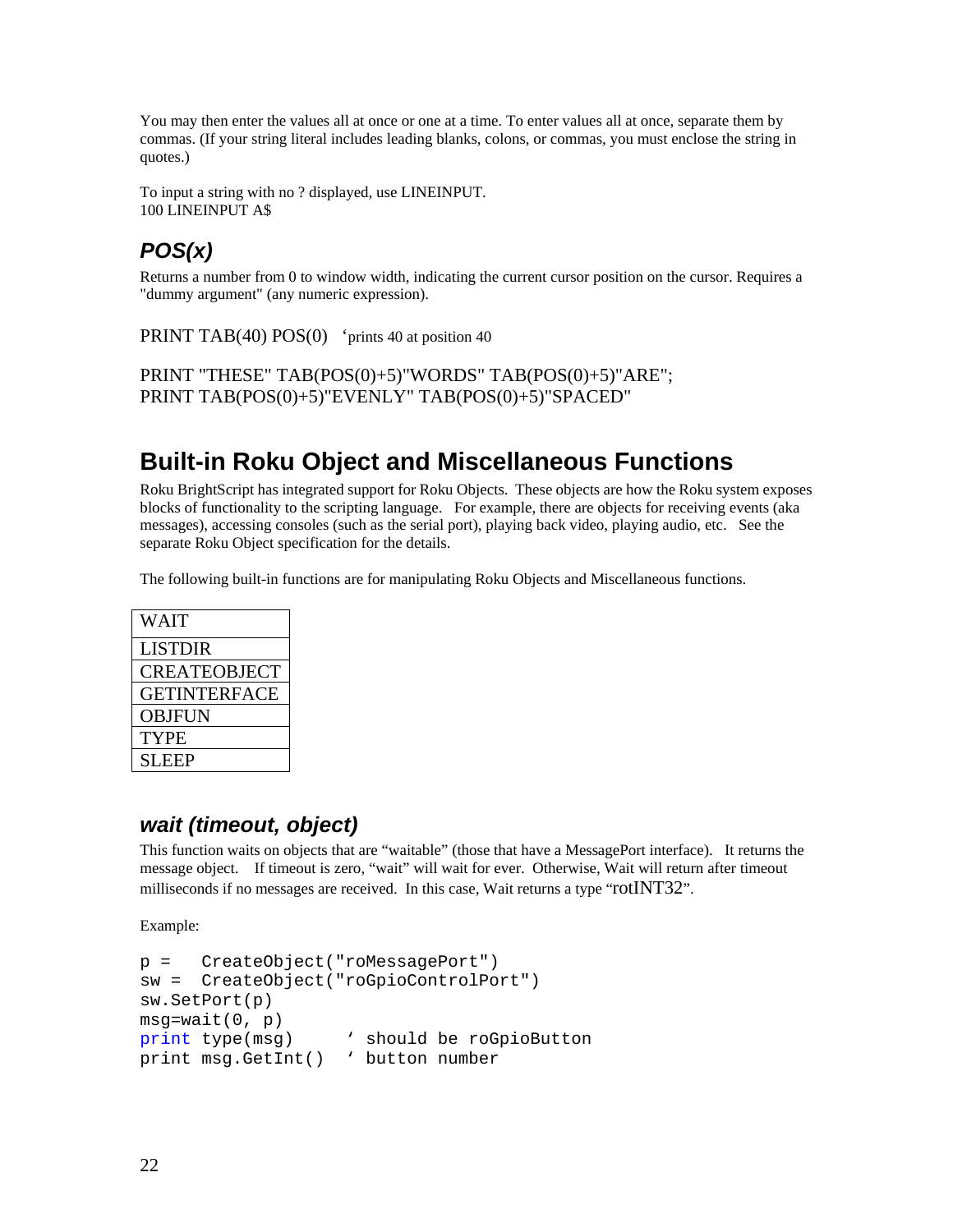You may then enter the values all at once or one at a time. To enter values all at once, separate them by commas. (If your string literal includes leading blanks, colons, or commas, you must enclose the string in quotes.)

To input a string with no ? displayed, use LINEINPUT.
100 LINEINPUT A$

### *POS(x)*

Returns a number from 0 to window width, indicating the current cursor position on the cursor. Requires a "dummy argument" (any numeric expression).

PRINT TAB(40) POS(0)   'prints 40 at position 40

PRINT "THESE" TAB(POS(0)+5)"WORDS" TAB(POS(0)+5)"ARE";
PRINT TAB(POS(0)+5)"EVENLY" TAB(POS(0)+5)"SPACED"

## Built-in Roku Object and Miscellaneous Functions

Roku BrightScript has integrated support for Roku Objects. These objects are how the Roku system exposes blocks of functionality to the scripting language. For example, there are objects for receiving events (aka messages), accessing consoles (such as the serial port), playing back video, playing audio, etc. See the separate Roku Object specification for the details.

The following built-in functions are for manipulating Roku Objects and Miscellaneous functions.

| WAIT |
|---|
| LISTDIR |
| CREATEOBJECT |
| GETINTERFACE |
| OBJFUN |
| TYPE |
| SLEEP |

### *wait (timeout, object)*

This function waits on objects that are "waitable" (those that have a MessagePort interface). It returns the message object. If timeout is zero, "wait" will wait for ever. Otherwise, Wait will return after timeout milliseconds if no messages are received. In this case, Wait returns a type "rotINT32".

Example:

```
p =   CreateObject("roMessagePort")
sw =  CreateObject("roGpioControlPort")
sw.SetPort(p)
msg=wait(0, p)
print type(msg)      ' should be roGpioButton
print msg.GetInt()   ' button number
```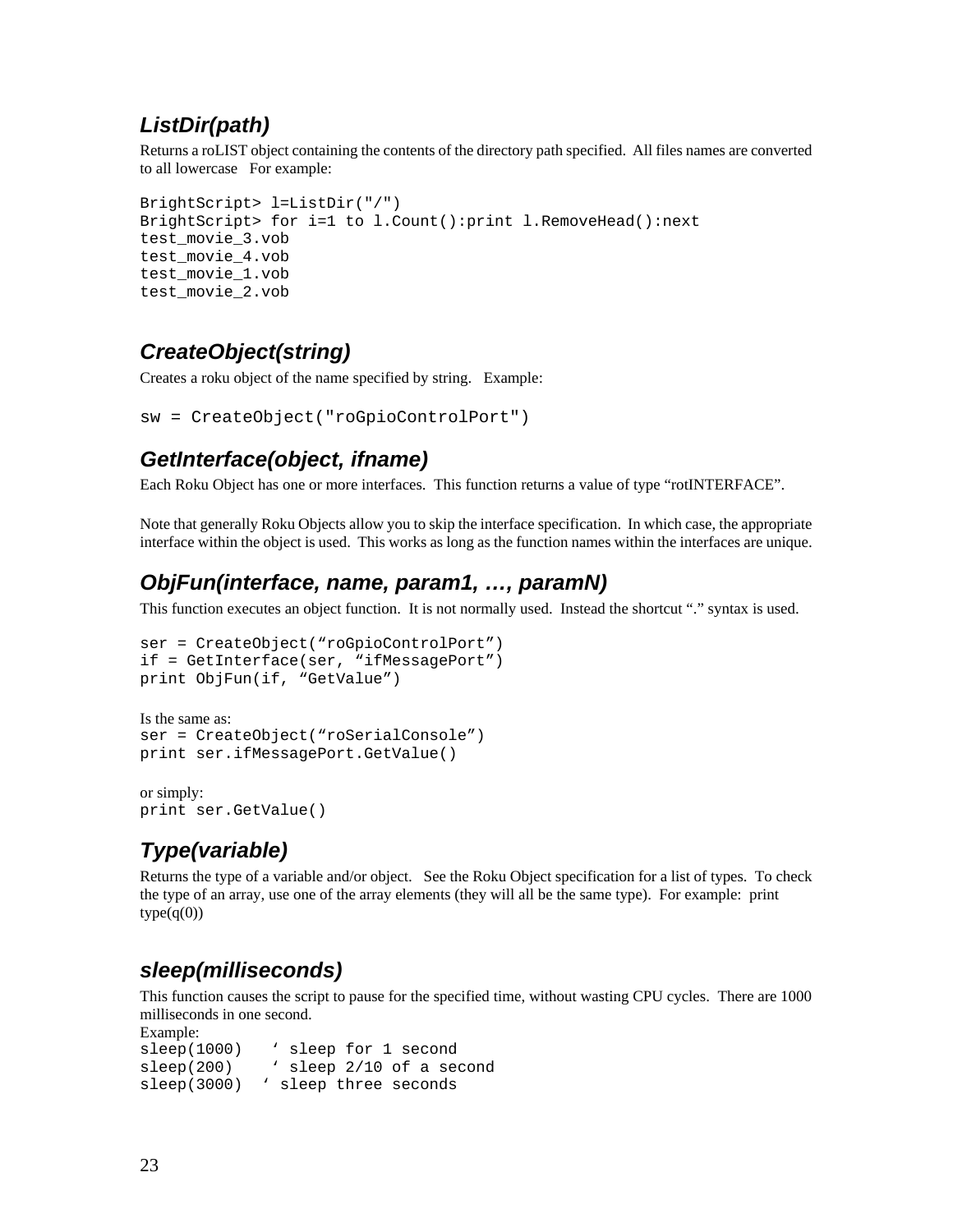### *ListDir(path)*

Returns a roLIST object containing the contents of the directory path specified. All files names are converted to all lowercase For example:

```
BrightScript> l=ListDir("/")
BrightScript> for i=1 to l.Count():print l.RemoveHead():next
test_movie_3.vob
test_movie_4.vob
test_movie_1.vob
test_movie_2.vob
```

### *CreateObject(string)*

Creates a roku object of the name specified by string. Example:

```
sw = CreateObject("roGpioControlPort")
```

### *GetInterface(object, ifname)*

Each Roku Object has one or more interfaces. This function returns a value of type "rotINTERFACE".

Note that generally Roku Objects allow you to skip the interface specification. In which case, the appropriate interface within the object is used. This works as long as the function names within the interfaces are unique.

### *ObjFun(interface, name, param1, …, paramN)*

This function executes an object function. It is not normally used. Instead the shortcut "." syntax is used.

```
ser = CreateObject("roGpioControlPort")
if = GetInterface(ser, "ifMessagePort")
print ObjFun(if, "GetValue")
```

Is the same as:

```
ser = CreateObject("roSerialConsole")
print ser.ifMessagePort.GetValue()
```

or simply:

```
print ser.GetValue()
```

### *Type(variable)*

Returns the type of a variable and/or object. See the Roku Object specification for a list of types. To check the type of an array, use one of the array elements (they will all be the same type). For example: print type(q(0))

### *sleep(milliseconds)*

This function causes the script to pause for the specified time, without wasting CPU cycles. There are 1000 milliseconds in one second.

Example:

```
sleep(1000)   ' sleep for 1 second
sleep(200)    ' sleep 2/10 of a second
sleep(3000)  ' sleep three seconds
```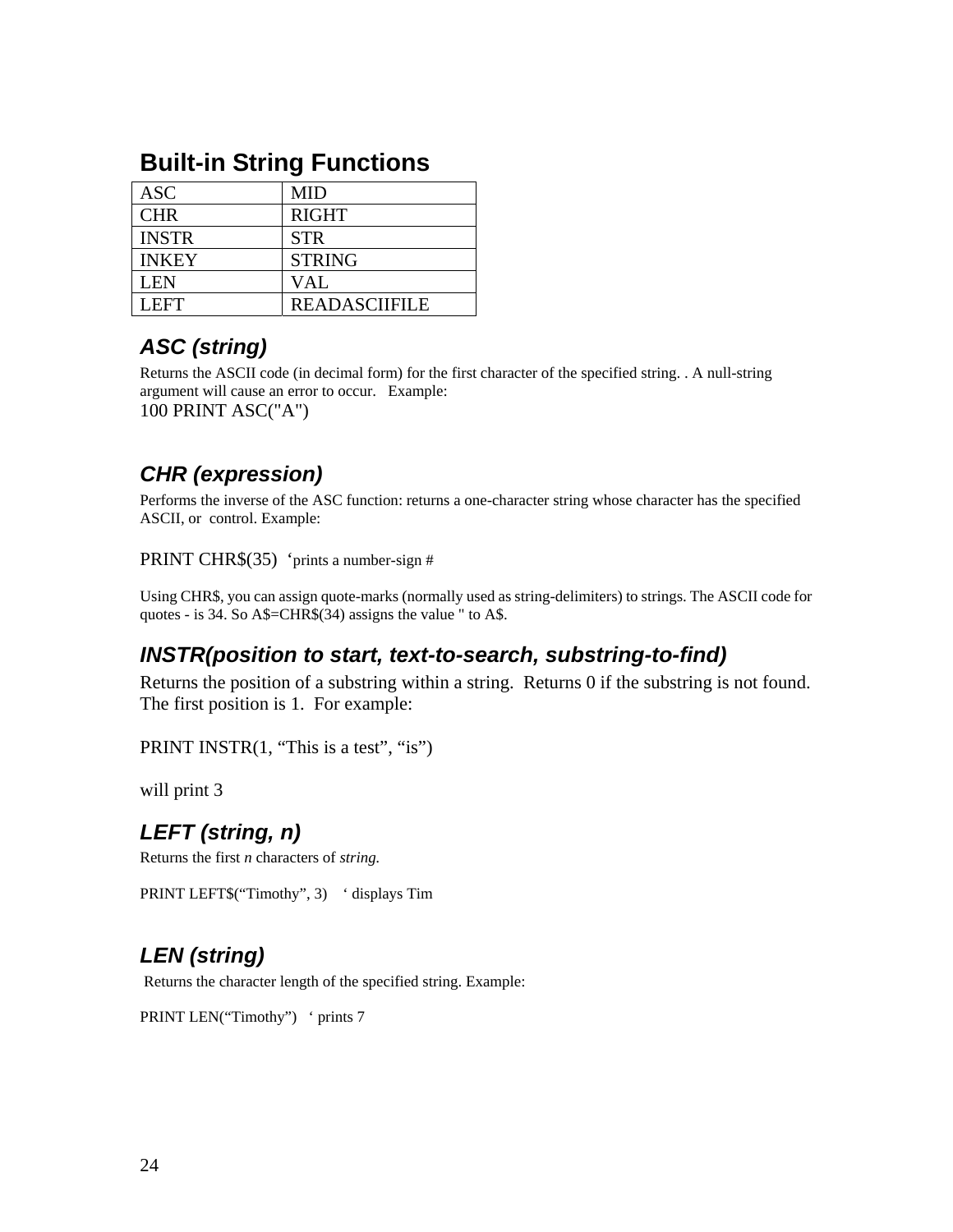## Built-in String Functions

| ASC | MID |
|---|---|
| CHR | RIGHT |
| INSTR | STR |
| INKEY | STRING |
| LEN | VAL |
| LEFT | READASCIIFILE |

### *ASC (string)*

Returns the ASCII code (in decimal form) for the first character of the specified string. . A null-string argument will cause an error to occur. Example:

```
100 PRINT ASC("A")
```

### *CHR (expression)*

Performs the inverse of the ASC function: returns a one-character string whose character has the specified ASCII, or control. Example:

```
PRINT CHR$(35)  'prints a number-sign #
```

Using CHR$, you can assign quote-marks (normally used as string-delimiters) to strings. The ASCII code for quotes - is 34. So A$=CHR$(34) assigns the value " to A$.

### *INSTR(position to start, text-to-search, substring-to-find)*

Returns the position of a substring within a string. Returns 0 if the substring is not found. The first position is 1. For example:

```
PRINT INSTR(1, "This is a test", "is")
```

will print 3

### *LEFT (string, n)*

Returns the first *n* characters of *string.*

```
PRINT LEFT$("Timothy", 3)   ' displays Tim
```

### *LEN (string)*

Returns the character length of the specified string. Example:

```
PRINT LEN("Timothy")   ' prints 7
```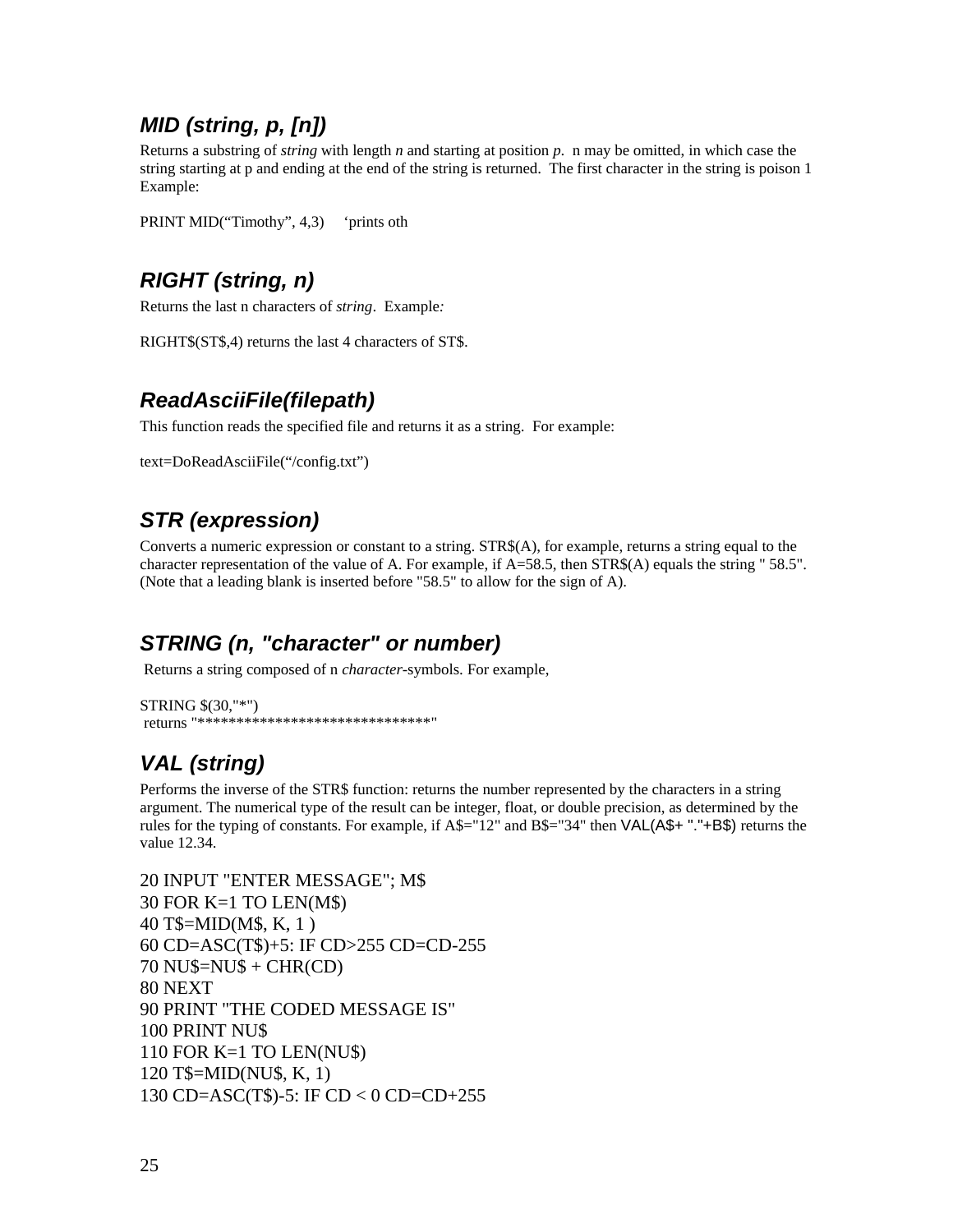### *MID (string, p, [n])*

Returns a substring of *string* with length *n* and starting at position *p*.  n may be omitted, in which case the string starting at p and ending at the end of the string is returned.  The first character in the string is poison 1 Example:

```
PRINT MID("Timothy", 4,3)     'prints oth
```

### *RIGHT (string, n)*

Returns the last n characters of *string*.  Example:

RIGHT$(ST$,4) returns the last 4 characters of ST$.

### *ReadAsciiFile(filepath)*

This function reads the specified file and returns it as a string.  For example:

```
text=DoReadAsciiFile("/config.txt")
```

### *STR (expression)*

Converts a numeric expression or constant to a string. STR$(A), for example, returns a string equal to the character representation of the value of A. For example, if A=58.5, then STR$(A) equals the string " 58.5". (Note that a leading blank is inserted before "58.5" to allow for the sign of A).

### *STRING (n, "character" or number)*

Returns a string composed of n *character*-symbols. For example,

```
STRING $(30,"*")
 returns "******************************"
```

### *VAL (string)*

Performs the inverse of the STR$ function: returns the number represented by the characters in a string argument. The numerical type of the result can be integer, float, or double precision, as determined by the rules for the typing of constants. For example, if A$="12" and B$="34" then VAL(A$+ "."+B$) returns the value 12.34.

```
20 INPUT "ENTER MESSAGE"; M$
30 FOR K=1 TO LEN(M$)
40 T$=MID(M$, K, 1 )
60 CD=ASC(T$)+5: IF CD>255 CD=CD-255
70 NU$=NU$ + CHR(CD)
80 NEXT
90 PRINT "THE CODED MESSAGE IS"
100 PRINT NU$
110 FOR K=1 TO LEN(NU$)
120 T$=MID(NU$, K, 1)
130 CD=ASC(T$)-5: IF CD < 0 CD=CD+255
```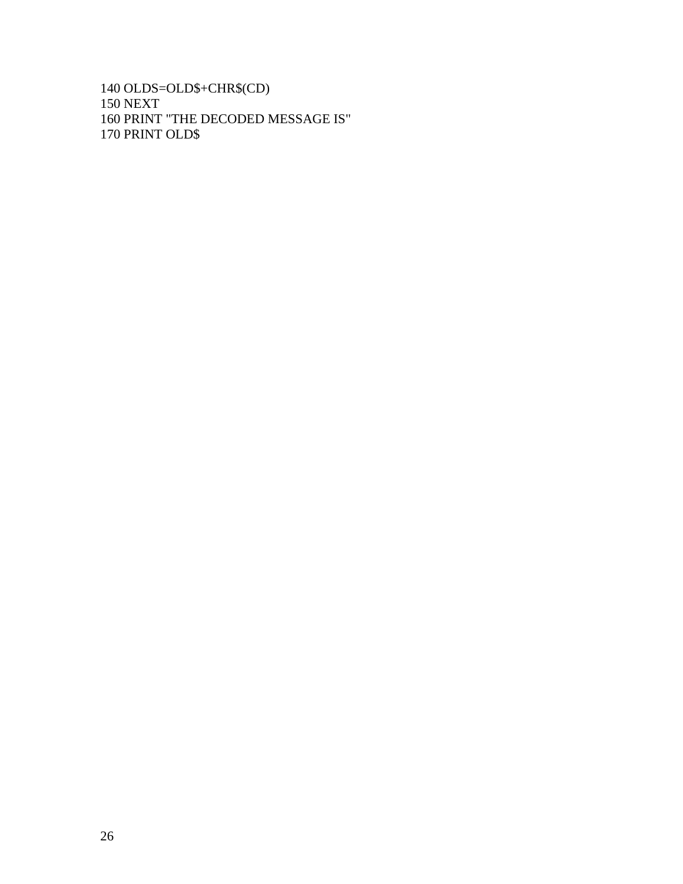```
140 OLDS=OLD$+CHR$(CD)
150 NEXT
160 PRINT "THE DECODED MESSAGE IS"
170 PRINT OLD$
```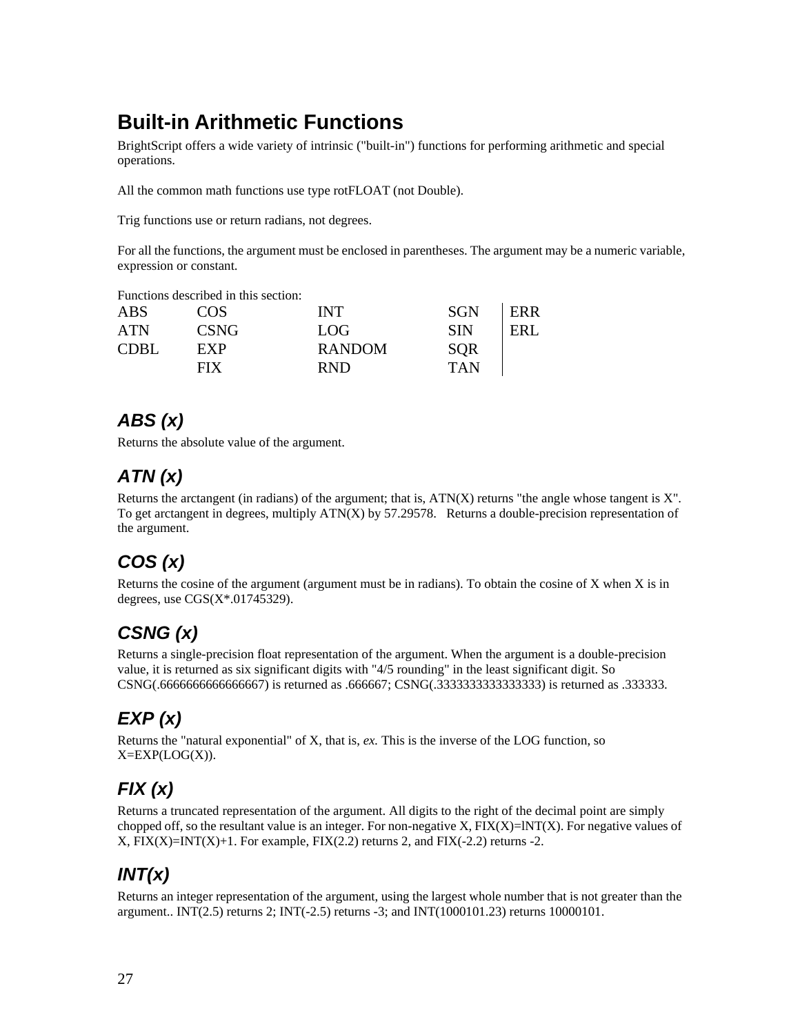## Built-in Arithmetic Functions

BrightScript offers a wide variety of intrinsic ("built-in") functions for performing arithmetic and special operations.

All the common math functions use type rotFLOAT (not Double).

Trig functions use or return radians, not degrees.

For all the functions, the argument must be enclosed in parentheses. The argument may be a numeric variable, expression or constant.

Functions described in this section:

| | | | | |
|---|---|---|---|---|
| ABS | COS | INT | SGN | ERR |
| ATN | CSNG | LOG | SIN | ERL |
| CDBL | EXP | RANDOM | SQR | |
| | FIX | RND | TAN | |

### *ABS (x)*

Returns the absolute value of the argument.

### *ATN (x)*

Returns the arctangent (in radians) of the argument; that is, ATN(X) returns "the angle whose tangent is X". To get arctangent in degrees, multiply ATN(X) by 57.29578. Returns a double-precision representation of the argument.

### *COS (x)*

Returns the cosine of the argument (argument must be in radians). To obtain the cosine of X when X is in degrees, use CGS(X*.01745329).

### *CSNG (x)*

Returns a single-precision float representation of the argument. When the argument is a double-precision value, it is returned as six significant digits with "4/5 rounding" in the least significant digit. So CSNG(.6666666666666667) is returned as .666667; CSNG(.3333333333333333) is returned as .333333.

### *EXP (x)*

Returns the "natural exponential" of X, that is, *ex.* This is the inverse of the LOG function, so X=EXP(LOG(X)).

### *FIX (x)*

Returns a truncated representation of the argument. All digits to the right of the decimal point are simply chopped off, so the resultant value is an integer. For non-negative X, FIX(X)=lNT(X). For negative values of X, FIX(X)=INT(X)+1. For example, FIX(2.2) returns 2, and FIX(-2.2) returns -2.

### *INT(x)*

Returns an integer representation of the argument, using the largest whole number that is not greater than the argument.. INT(2.5) returns 2; INT(-2.5) returns -3; and INT(1000101.23) returns 10000101.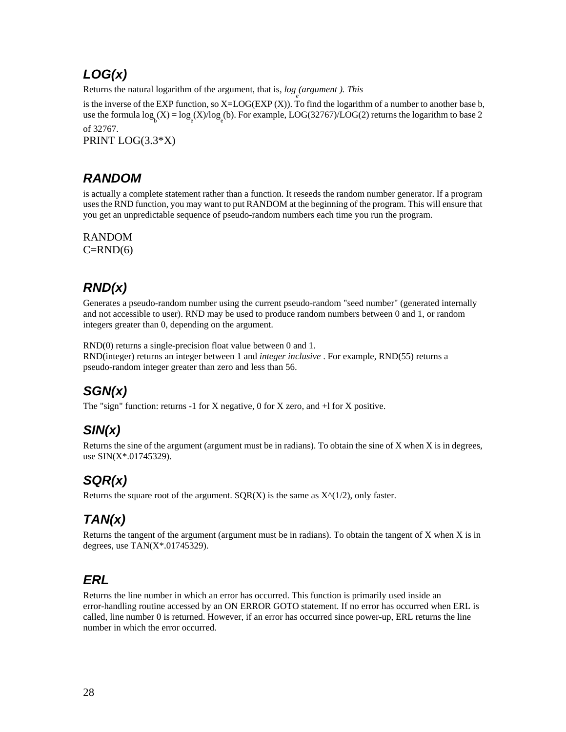## LOG(x)

Returns the natural logarithm of the argument, that is, $log_e$ *(argument ). This* is the inverse of the EXP function, so X=LOG(EXP (X)). To find the logarithm of a number to another base b, use the formula $log_b(X) = log_e(X)/log_e(b)$. For example, LOG(32767)/LOG(2) returns the logarithm to base 2 of 32767.

```
PRINT LOG(3.3*X)
```

## RANDOM

is actually a complete statement rather than a function. It reseeds the random number generator. If a program uses the RND function, you may want to put RANDOM at the beginning of the program. This will ensure that you get an unpredictable sequence of pseudo-random numbers each time you run the program.

```
RANDOM
C=RND(6)
```

## RND(x)

Generates a pseudo-random number using the current pseudo-random "seed number" (generated internally and not accessible to user). RND may be used to produce random numbers between 0 and 1, or random integers greater than 0, depending on the argument.

RND(0) returns a single-precision float value between 0 and 1.
RND(integer) returns an integer between 1 and *integer inclusive* . For example, RND(55) returns a pseudo-random integer greater than zero and less than 56.

## SGN(x)

The "sign" function: returns -1 for X negative, 0 for X zero, and +l for X positive.

## SIN(x)

Returns the sine of the argument (argument must be in radians). To obtain the sine of X when X is in degrees, use SIN(X*.01745329).

## SQR(x)

Returns the square root of the argument. SQR(X) is the same as X^(1/2), only faster.

## TAN(x)

Returns the tangent of the argument (argument must be in radians). To obtain the tangent of X when X is in degrees, use TAN(X*.01745329).

## ERL

Returns the line number in which an error has occurred. This function is primarily used inside an error-handling routine accessed by an ON ERROR GOTO statement. If no error has occurred when ERL is called, line number 0 is returned. However, if an error has occurred since power-up, ERL returns the line number in which the error occurred.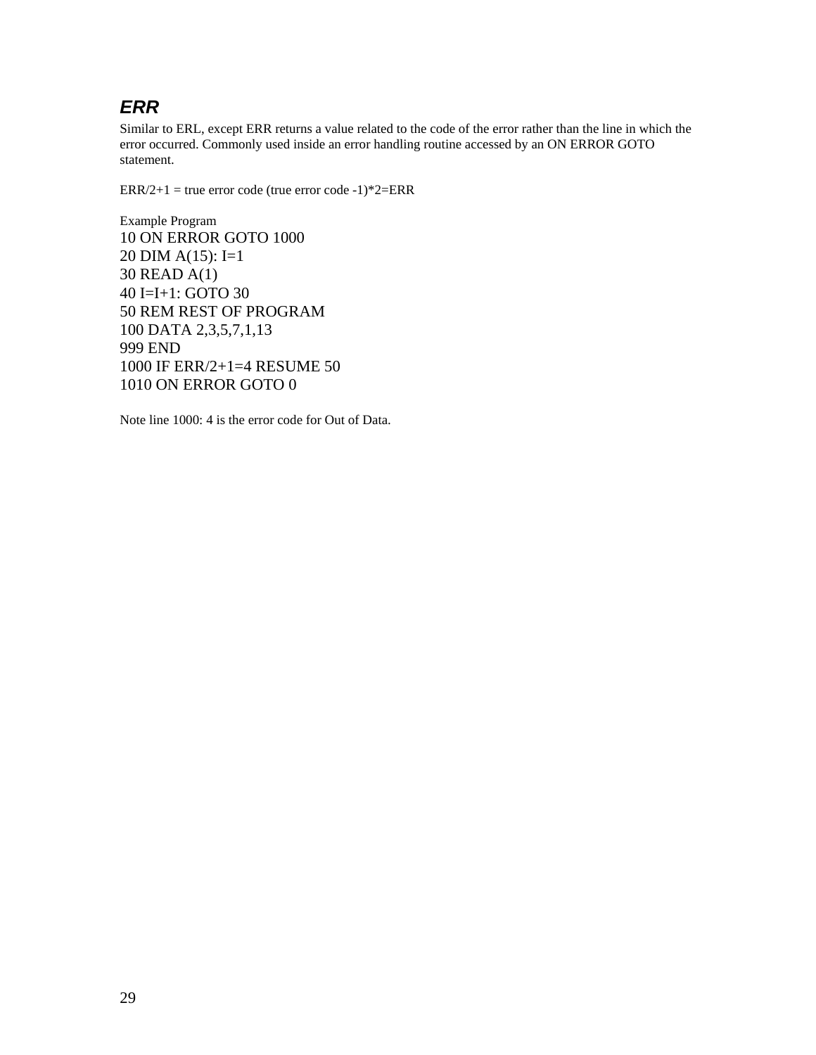### *ERR*

Similar to ERL, except ERR returns a value related to the code of the error rather than the line in which the error occurred. Commonly used inside an error handling routine accessed by an ON ERROR GOTO statement.

ERR/2+1 = true error code (true error code -1)*2=ERR

Example Program

```
10 ON ERROR GOTO 1000
20 DIM A(15): I=1
30 READ A(1)
40 I=I+1: GOTO 30
50 REM REST OF PROGRAM
100 DATA 2,3,5,7,1,13
999 END
1000 IF ERR/2+1=4 RESUME 50
1010 ON ERROR GOTO 0
```

Note line 1000: 4 is the error code for Out of Data.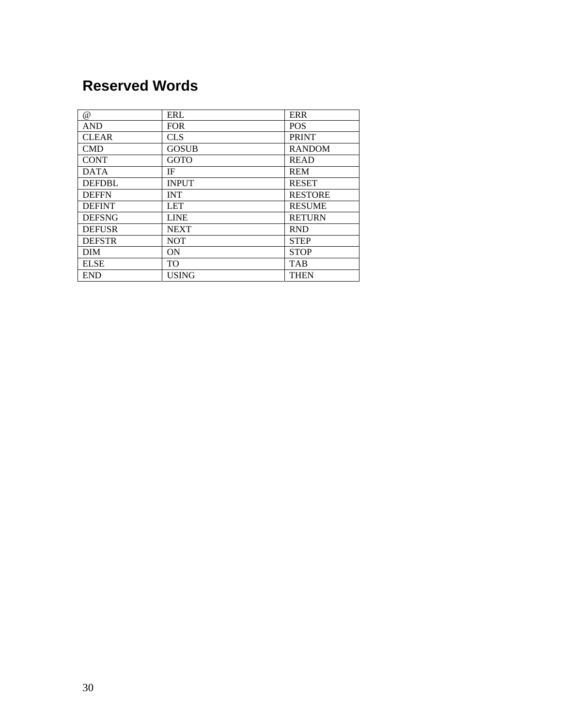## Reserved Words

| | | |
|---|---|---|
| @ | ERL | ERR |
| AND | FOR | POS |
| CLEAR | CLS | PRINT |
| CMD | GOSUB | RANDOM |
| CONT | GOTO | READ |
| DATA | IF | REM |
| DEFDBL | INPUT | RESET |
| DEFFN | INT | RESTORE |
| DEFINT | LET | RESUME |
| DEFSNG | LINE | RETURN |
| DEFUSR | NEXT | RND |
| DEFSTR | NOT | STEP |
| DIM | ON | STOP |
| ELSE | TO | TAB |
| END | USING | THEN |